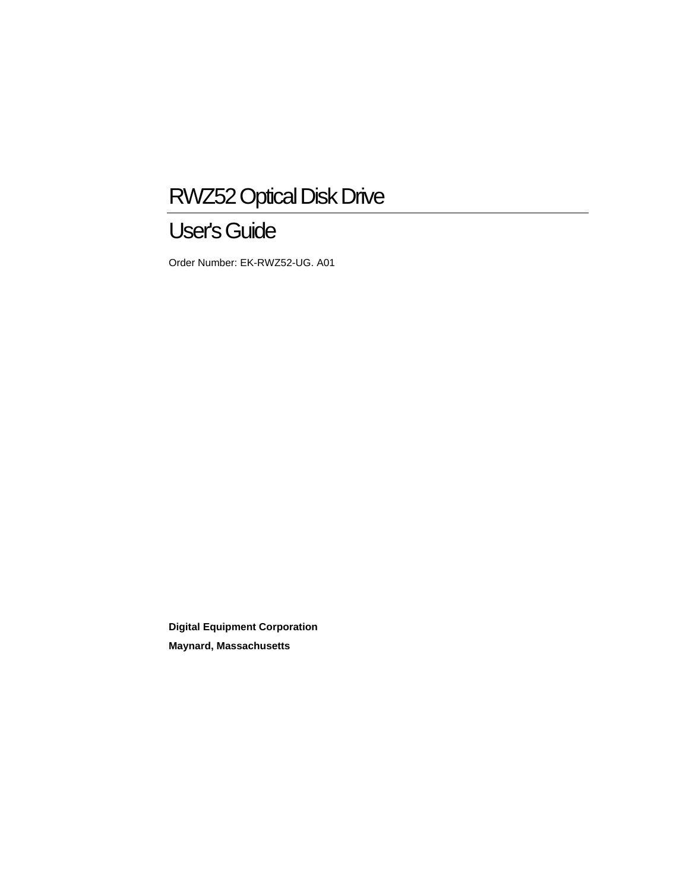# RWZ52 Optical Disk Drive

## User's Guide

Order Number: EK-RWZ52-UG. A01

**Digital Equipment Corporation**

**Maynard, Massachusetts**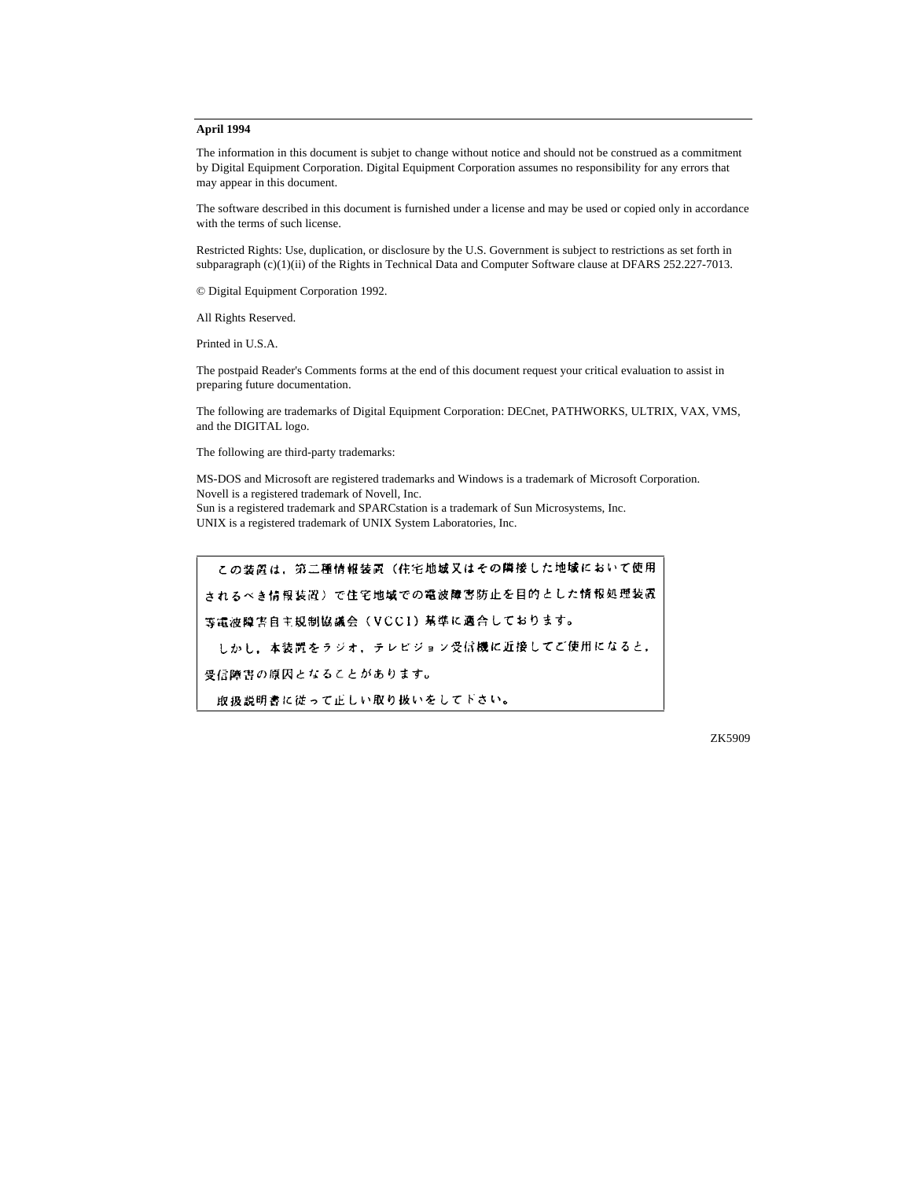**April 1994**

The information in this document is subjet to change without notice and should not be construed as a commitment by Digital Equipment Corporation. Digital Equipment Corporation assumes no responsibility for any errors that may appear in this document.

The software described in this document is furnished under a license and may be used or copied only in accordance with the terms of such license.

Restricted Rights: Use, duplication, or disclosure by the U.S. Government is subject to restrictions as set forth in subparagraph (c)(1)(ii) of the Rights in Technical Data and Computer Software clause at DFARS 252.227-7013.

© Digital Equipment Corporation 1992.

All Rights Reserved.

Printed in U.S.A.

The postpaid Reader's Comments forms at the end of this document request your critical evaluation to assist in preparing future documentation.

The following are trademarks of Digital Equipment Corporation: DECnet, PATHWORKS, ULTRIX, VAX, VMS, and the DIGITAL logo.

The following are third-party trademarks:

MS-DOS and Microsoft are registered trademarks and Windows is a trademark of Microsoft Corporation.
Novell is a registered trademark of Novell, Inc.
Sun is a registered trademark and SPARCstation is a trademark of Sun Microsystems, Inc.
UNIX is a registered trademark of UNIX System Laboratories, Inc.

　この装置は，第二種情報装置（住宅地域又はその隣接した地域において使用されるべき情報装置）で住宅地域での電波障害防止を目的とした情報処理装置等電波障害自主規制協議会（VCCI）基準に適合しております。
　しかし，本装置をラジオ，テレビジョン受信機に近接してご使用になると，受信障害の原因となることがあります。
　取扱説明書に従って正しい取り扱いをして下さい。

ZK5909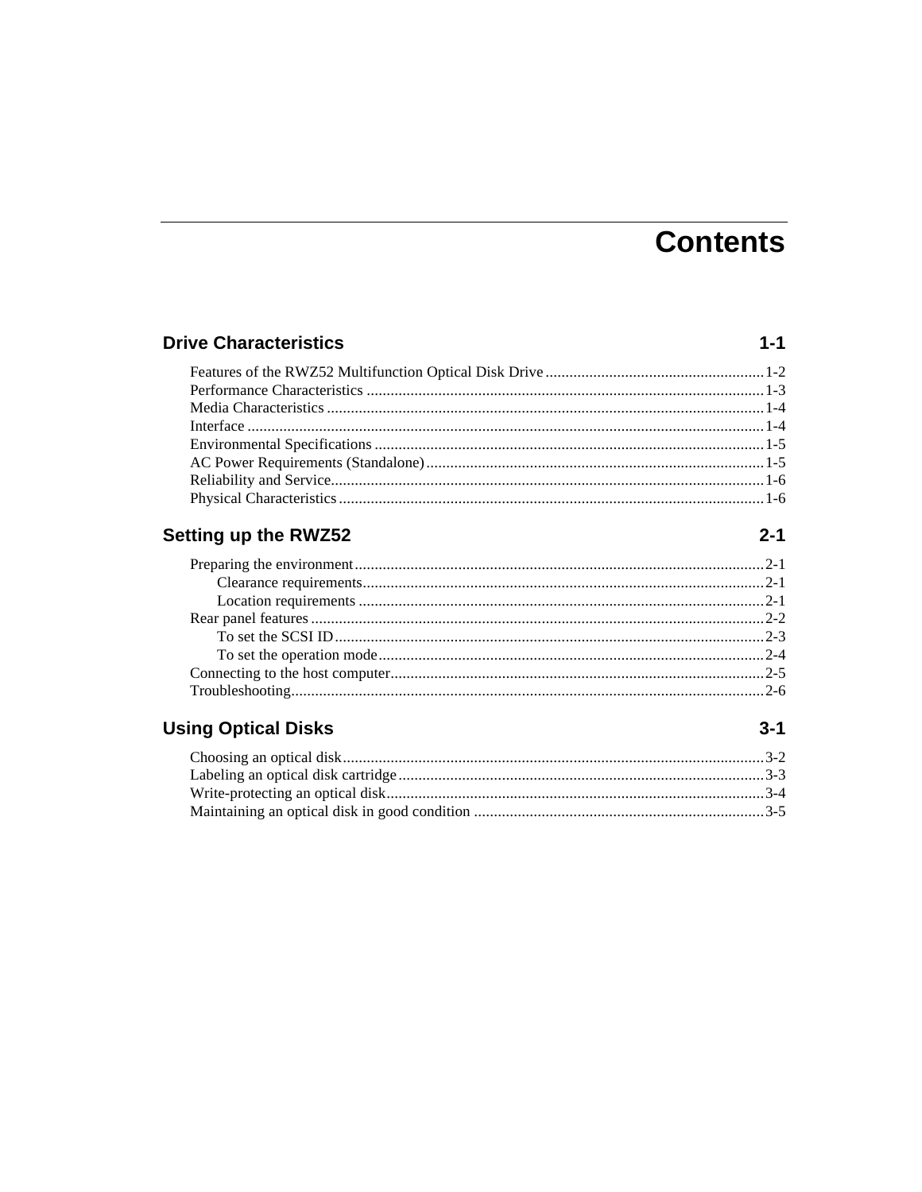# Contents

## Drive Characteristics 1-1

Features of the RWZ52 Multifunction Optical Disk Drive ........ 1-2
Performance Characteristics ........ 1-3
Media Characteristics ........ 1-4
Interface ........ 1-4
Environmental Specifications ........ 1-5
AC Power Requirements (Standalone) ........ 1-5
Reliability and Service ........ 1-6
Physical Characteristics ........ 1-6

## Setting up the RWZ52 2-1

Preparing the environment ........ 2-1
  Clearance requirements ........ 2-1
  Location requirements ........ 2-1
Rear panel features ........ 2-2
  To set the SCSI ID ........ 2-3
  To set the operation mode ........ 2-4
Connecting to the host computer ........ 2-5
Troubleshooting ........ 2-6

## Using Optical Disks 3-1

Choosing an optical disk ........ 3-2
Labeling an optical disk cartridge ........ 3-3
Write-protecting an optical disk ........ 3-4
Maintaining an optical disk in good condition ........ 3-5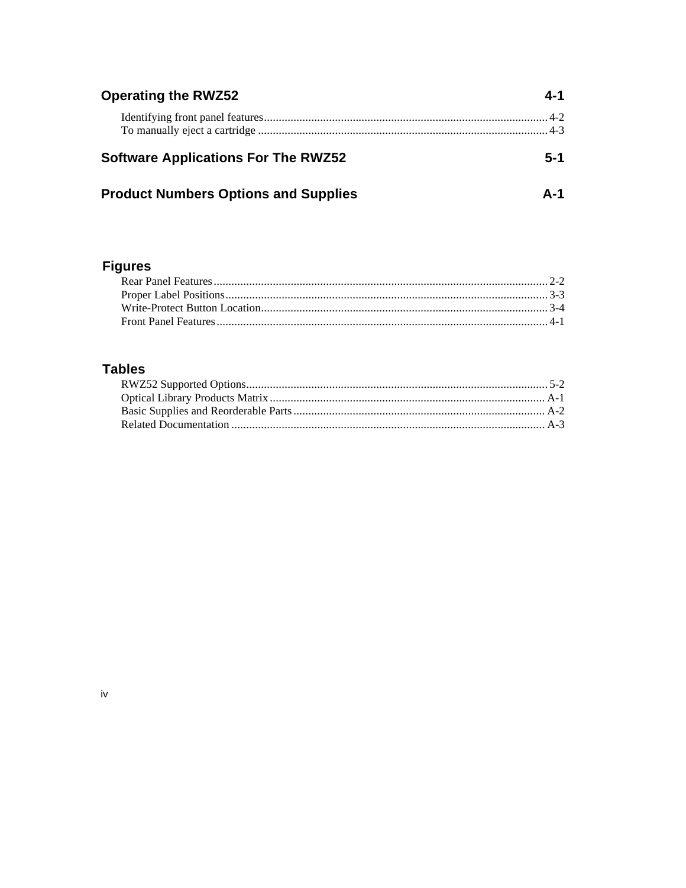**Operating the RWZ52** 4-1

Identifying front panel features ........ 4-2
To manually eject a cartridge ........ 4-3

**Software Applications For The RWZ52** 5-1

**Product Numbers Options and Supplies** A-1

## Figures

Rear Panel Features ........ 2-2
Proper Label Positions ........ 3-3
Write-Protect Button Location ........ 3-4
Front Panel Features ........ 4-1

## Tables

RWZ52 Supported Options ........ 5-2
Optical Library Products Matrix ........ A-1
Basic Supplies and Reorderable Parts ........ A-2
Related Documentation ........ A-3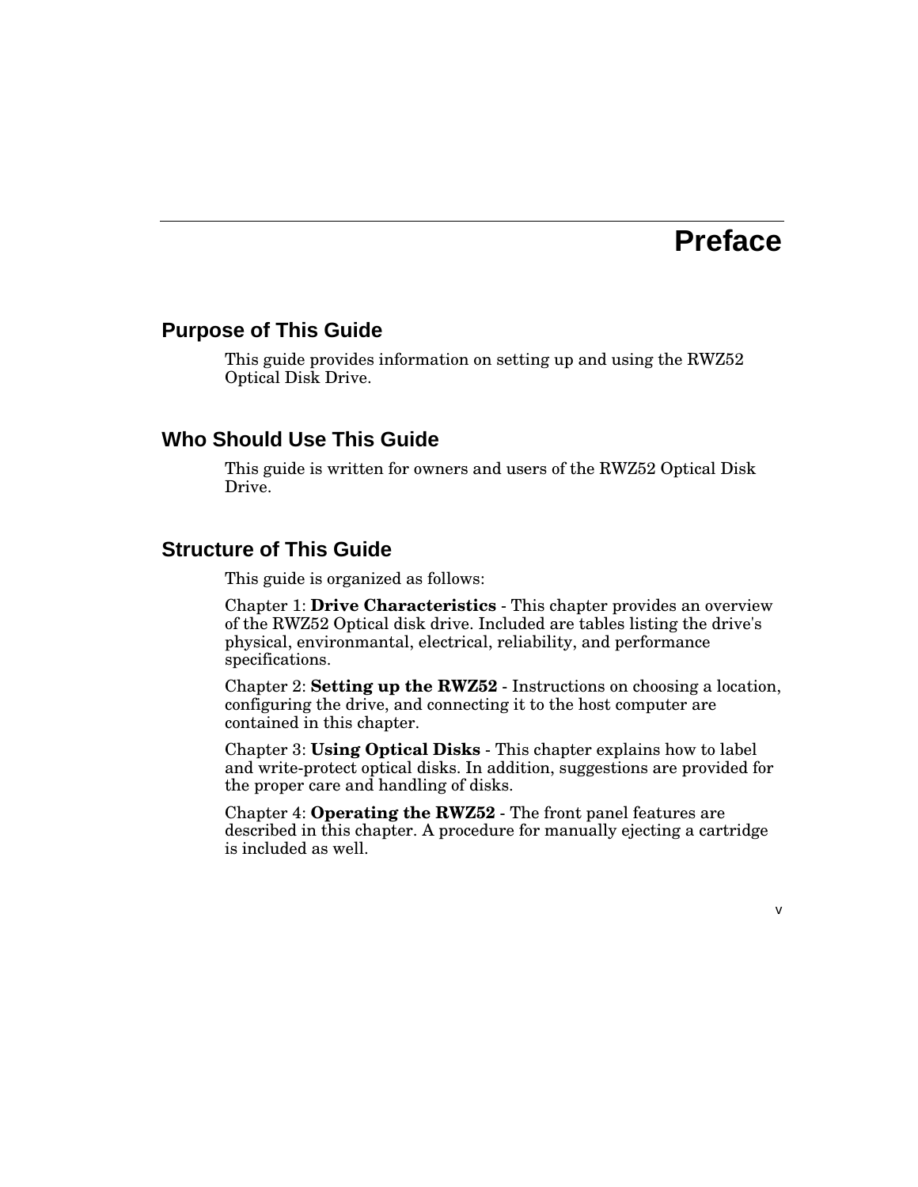# Preface

## Purpose of This Guide

This guide provides information on setting up and using the RWZ52 Optical Disk Drive.

## Who Should Use This Guide

This guide is written for owners and users of the RWZ52 Optical Disk Drive.

## Structure of This Guide

This guide is organized as follows:

Chapter 1: **Drive Characteristics** - This chapter provides an overview of the RWZ52 Optical disk drive. Included are tables listing the drive's physical, environmantal, electrical, reliability, and performance specifications.

Chapter 2: **Setting up the RWZ52** - Instructions on choosing a location, configuring the drive, and connecting it to the host computer are contained in this chapter.

Chapter 3: **Using Optical Disks** - This chapter explains how to label and write-protect optical disks. In addition, suggestions are provided for the proper care and handling of disks.

Chapter 4: **Operating the RWZ52** - The front panel features are described in this chapter. A procedure for manually ejecting a cartridge is included as well.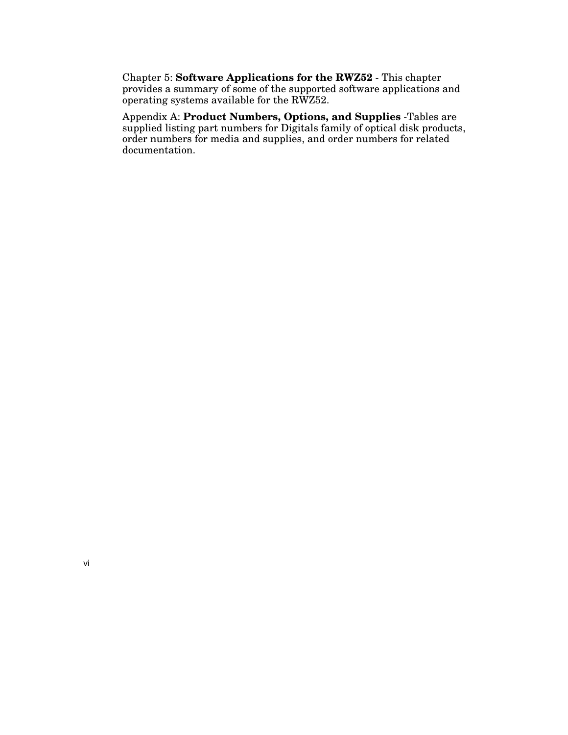Chapter 5: **Software Applications for the RWZ52** - This chapter provides a summary of some of the supported software applications and operating systems available for the RWZ52.

Appendix A: **Product Numbers, Options, and Supplies** -Tables are supplied listing part numbers for Digitals family of optical disk products, order numbers for media and supplies, and order numbers for related documentation.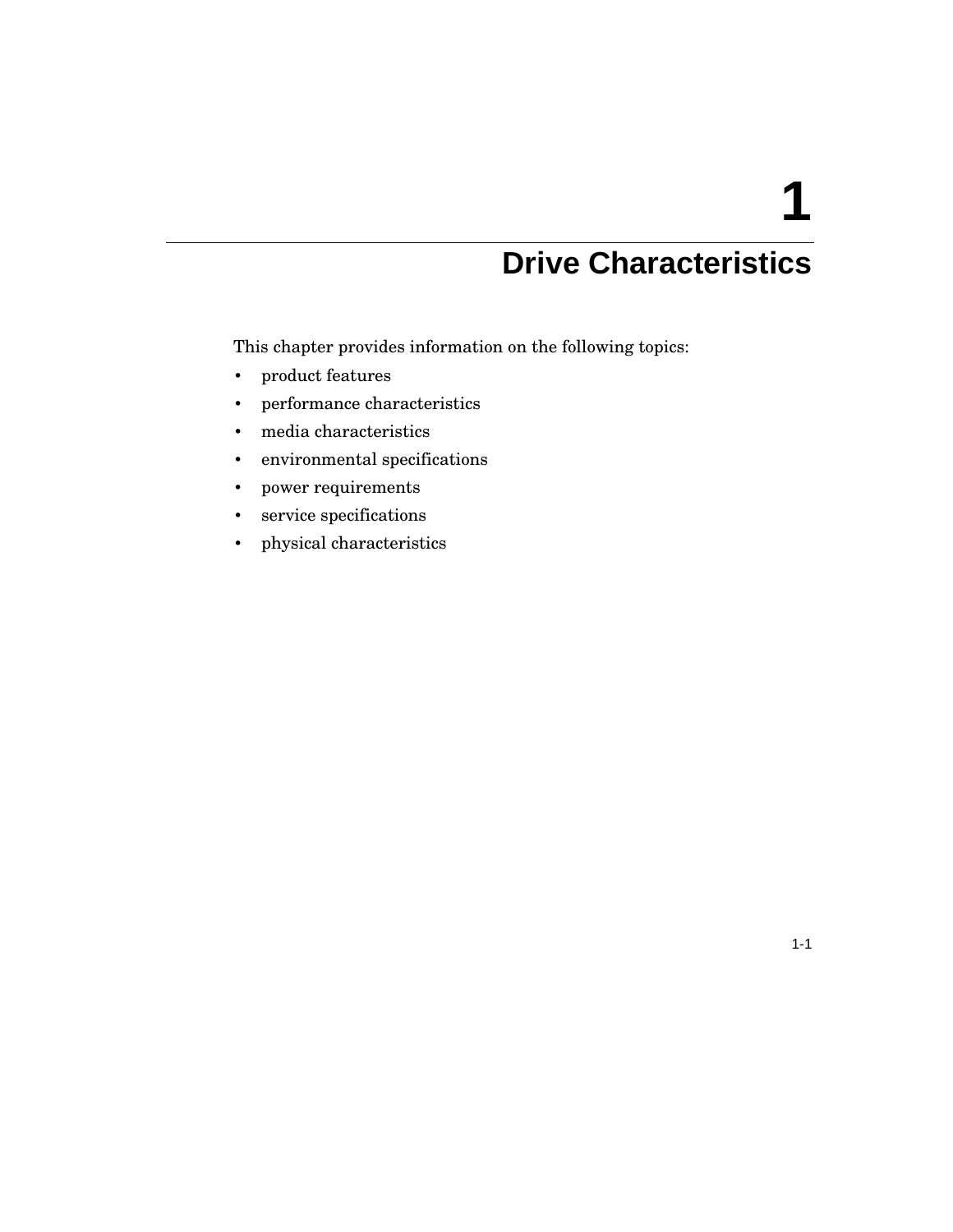# 1 Drive Characteristics

This chapter provides information on the following topics:

- product features
- performance characteristics
- media characteristics
- environmental specifications
- power requirements
- service specifications
- physical characteristics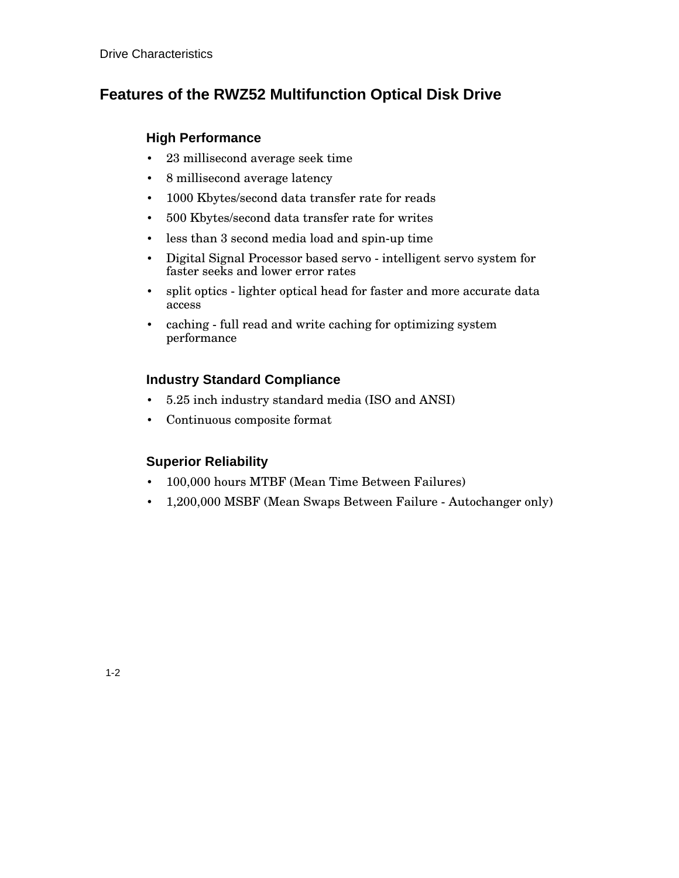# Features of the RWZ52 Multifunction Optical Disk Drive

## High Performance

- 23 millisecond average seek time
- 8 millisecond average latency
- 1000 Kbytes/second data transfer rate for reads
- 500 Kbytes/second data transfer rate for writes
- less than 3 second media load and spin-up time
- Digital Signal Processor based servo - intelligent servo system for faster seeks and lower error rates
- split optics - lighter optical head for faster and more accurate data access
- caching - full read and write caching for optimizing system performance

## Industry Standard Compliance

- 5.25 inch industry standard media (ISO and ANSI)
- Continuous composite format

## Superior Reliability

- 100,000 hours MTBF (Mean Time Between Failures)
- 1,200,000 MSBF (Mean Swaps Between Failure - Autochanger only)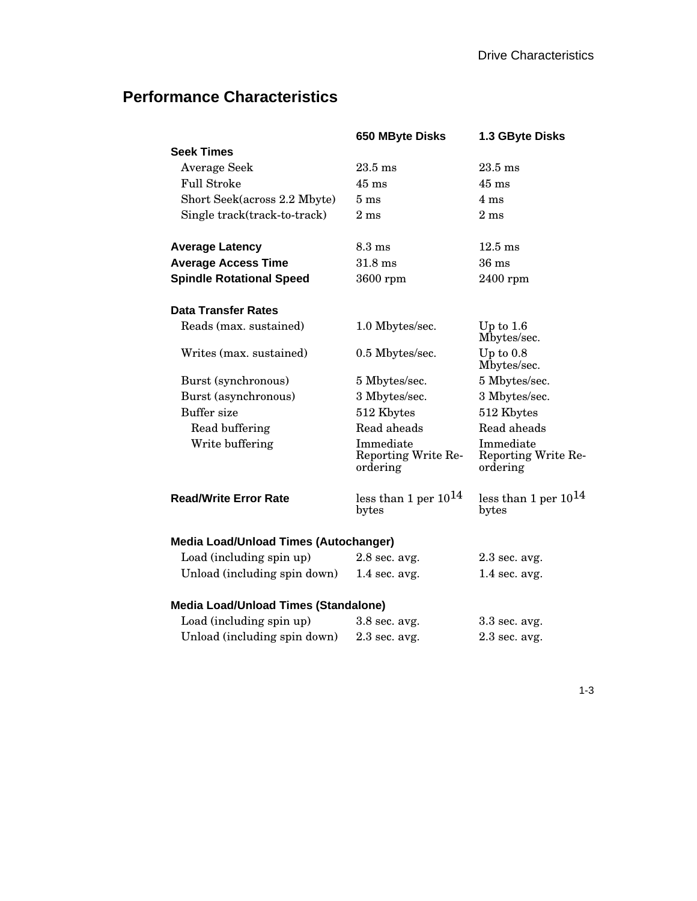## Performance Characteristics

| | 650 MByte Disks | 1.3 GByte Disks |
|---|---|---|
| **Seek Times** | | |
| Average Seek | 23.5 ms | 23.5 ms |
| Full Stroke | 45 ms | 45 ms |
| Short Seek(across 2.2 Mbyte) | 5 ms | 4 ms |
| Single track(track-to-track) | 2 ms | 2 ms |
| **Average Latency** | 8.3 ms | 12.5 ms |
| **Average Access Time** | 31.8 ms | 36 ms |
| **Spindle Rotational Speed** | 3600 rpm | 2400 rpm |
| **Data Transfer Rates** | | |
| Reads (max. sustained) | 1.0 Mbytes/sec. | Up to 1.6 Mbytes/sec. |
| Writes (max. sustained) | 0.5 Mbytes/sec. | Up to 0.8 Mbytes/sec. |
| Burst (synchronous) | 5 Mbytes/sec. | 5 Mbytes/sec. |
| Burst (asynchronous) | 3 Mbytes/sec. | 3 Mbytes/sec. |
| Buffer size | 512 Kbytes | 512 Kbytes |
| Read buffering | Read aheads | Read aheads |
| Write buffering | Immediate Reporting Write Re-ordering | Immediate Reporting Write Re-ordering |
| **Read/Write Error Rate** | less than 1 per $10^{14}$ bytes | less than 1 per $10^{14}$ bytes |
| **Media Load/Unload Times (Autochanger)** | | |
| Load (including spin up) | 2.8 sec. avg. | 2.3 sec. avg. |
| Unload (including spin down) | 1.4 sec. avg. | 1.4 sec. avg. |
| **Media Load/Unload Times (Standalone)** | | |
| Load (including spin up) | 3.8 sec. avg. | 3.3 sec. avg. |
| Unload (including spin down) | 2.3 sec. avg. | 2.3 sec. avg. |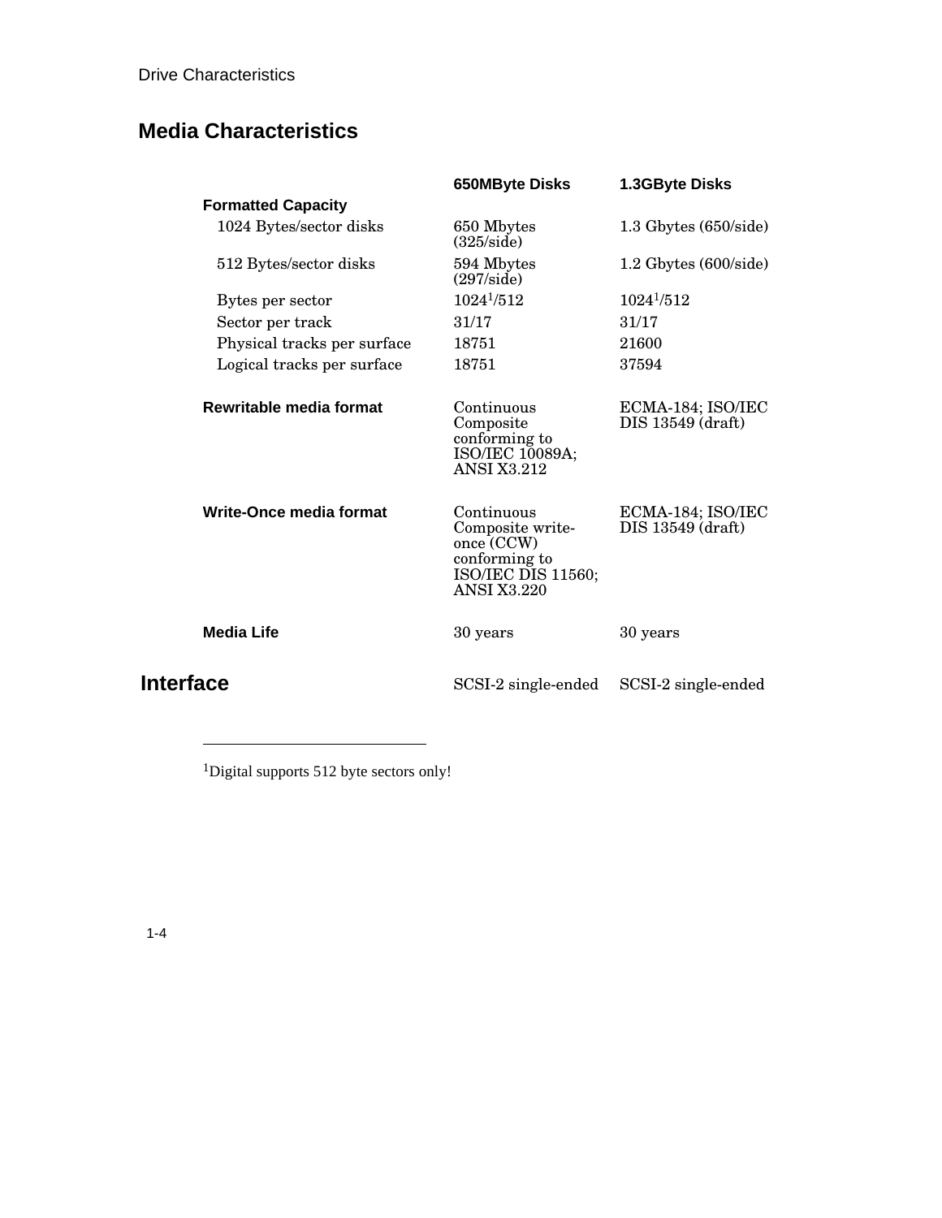## Media Characteristics

| | 650MByte Disks | 1.3GByte Disks |
|---|---|---|
| **Formatted Capacity** | | |
| 1024 Bytes/sector disks | 650 Mbytes (325/side) | 1.3 Gbytes (650/side) |
| 512 Bytes/sector disks | 594 Mbytes (297/side) | 1.2 Gbytes (600/side) |
| Bytes per sector | 1024[1]/512 | 1024[1]/512 |
| Sector per track | 31/17 | 31/17 |
| Physical tracks per surface | 18751 | 21600 |
| Logical tracks per surface | 18751 | 37594 |
| **Rewritable media format** | Continuous Composite conforming to ISO/IEC 10089A; ANSI X3.212 | ECMA-184; ISO/IEC DIS 13549 (draft) |
| **Write-Once media format** | Continuous Composite write-once (CCW) conforming to ISO/IEC DIS 11560; ANSI X3.220 | ECMA-184; ISO/IEC DIS 13549 (draft) |
| **Media Life** | 30 years | 30 years |

## Interface

| | 650MByte Disks | 1.3GByte Disks |
|---|---|---|
| **Interface** | SCSI-2 single-ended | SCSI-2 single-ended |

---

[1]Digital supports 512 byte sectors only!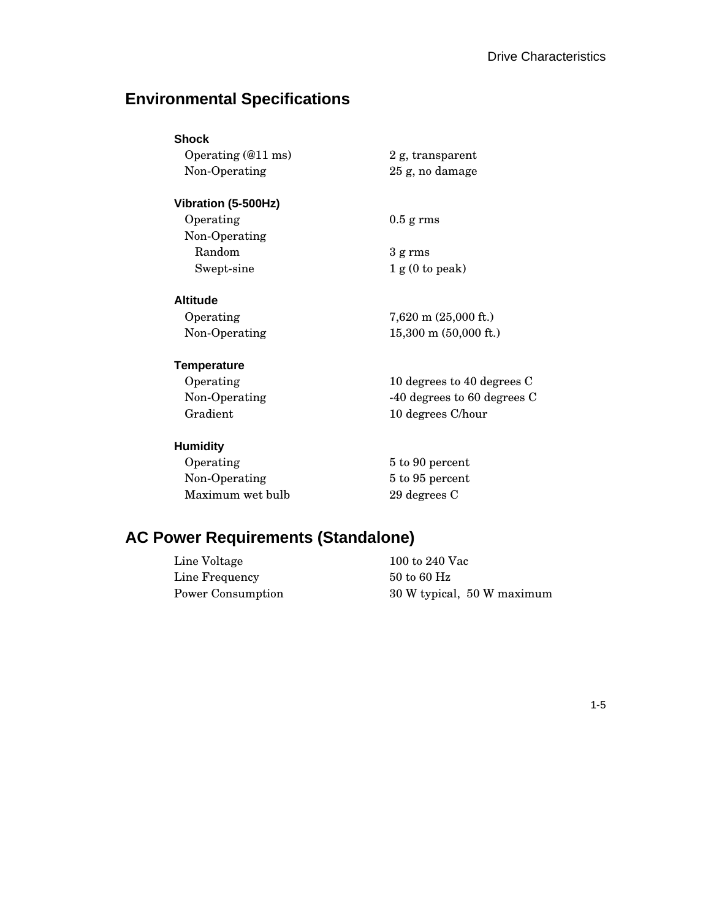## Environmental Specifications

**Shock**

| | |
|---|---|
| Operating (@11 ms) | 2 g, transparent |
| Non-Operating | 25 g, no damage |

**Vibration (5-500Hz)**

| | |
|---|---|
| Operating | 0.5 g rms |
| Non-Operating | |
| Random | 3 g rms |
| Swept-sine | 1 g (0 to peak) |

**Altitude**

| | |
|---|---|
| Operating | 7,620 m (25,000 ft.) |
| Non-Operating | 15,300 m (50,000 ft.) |

**Temperature**

| | |
|---|---|
| Operating | 10 degrees to 40 degrees C |
| Non-Operating | -40 degrees to 60 degrees C |
| Gradient | 10 degrees C/hour |

**Humidity**

| | |
|---|---|
| Operating | 5 to 90 percent |
| Non-Operating | 5 to 95 percent |
| Maximum wet bulb | 29 degrees C |

## AC Power Requirements (Standalone)

| | |
|---|---|
| Line Voltage | 100 to 240 Vac |
| Line Frequency | 50 to 60 Hz |
| Power Consumption | 30 W typical, 50 W maximum |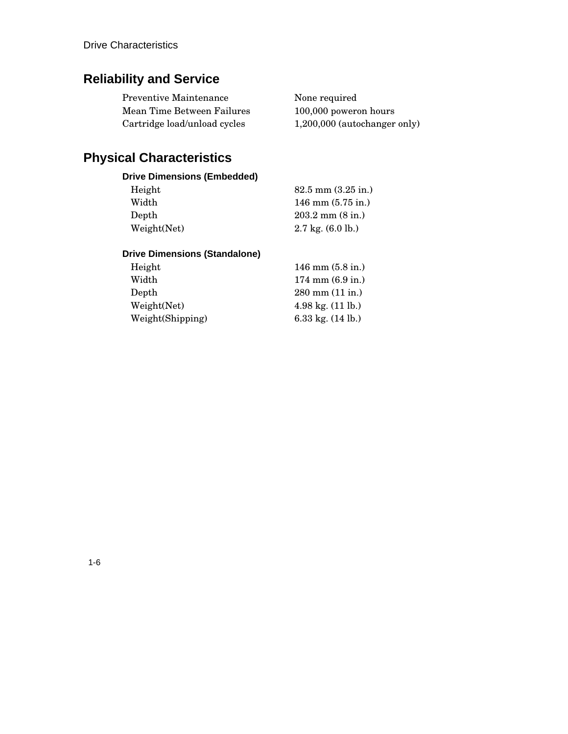## Reliability and Service

| | |
|---|---|
| Preventive Maintenance | None required |
| Mean Time Between Failures | 100,000 poweron hours |
| Cartridge load/unload cycles | 1,200,000 (autochanger only) |

## Physical Characteristics

### Drive Dimensions (Embedded)

| | |
|---|---|
| Height | 82.5 mm (3.25 in.) |
| Width | 146 mm (5.75 in.) |
| Depth | 203.2 mm (8 in.) |
| Weight(Net) | 2.7 kg. (6.0 lb.) |

### Drive Dimensions (Standalone)

| | |
|---|---|
| Height | 146 mm (5.8 in.) |
| Width | 174 mm (6.9 in.) |
| Depth | 280 mm (11 in.) |
| Weight(Net) | 4.98 kg. (11 lb.) |
| Weight(Shipping) | 6.33 kg. (14 lb.) |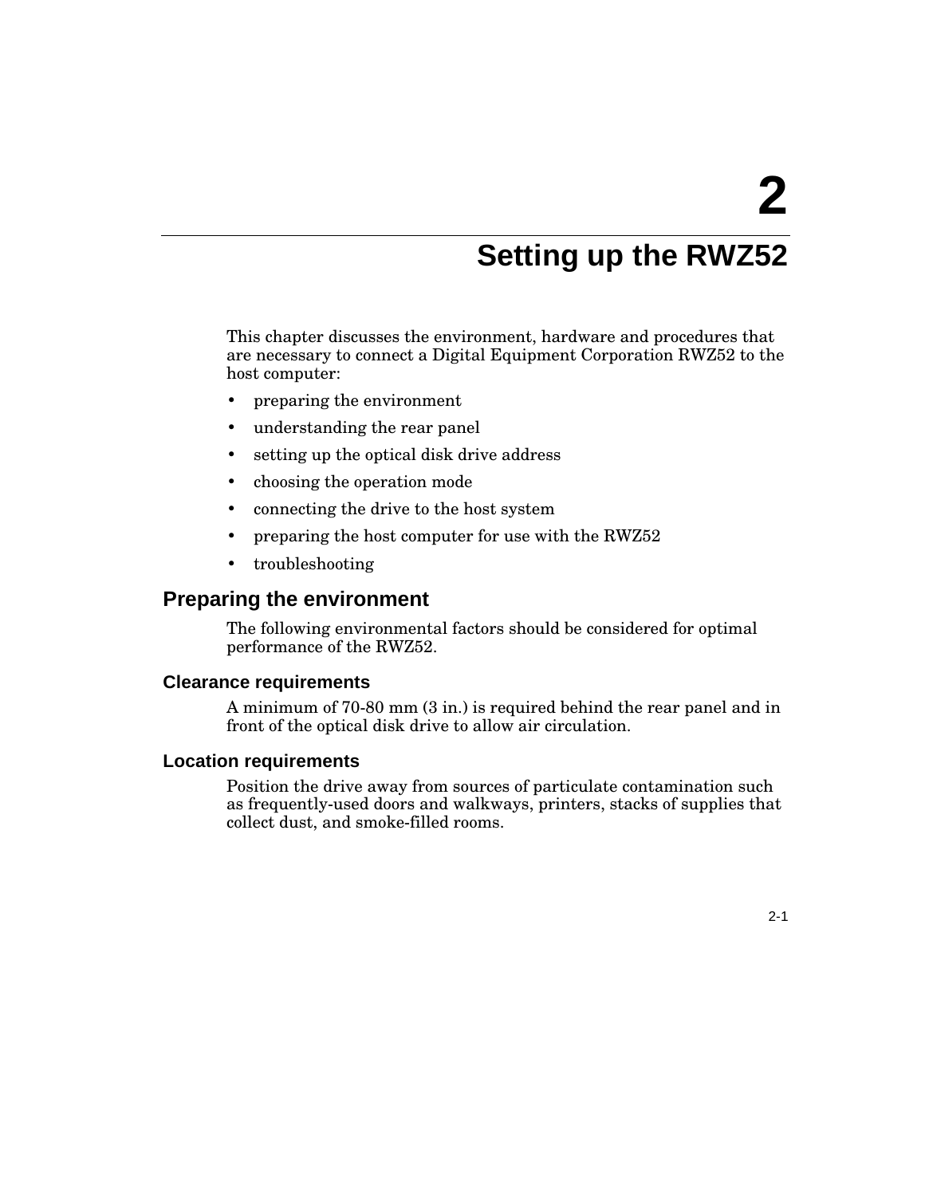# 2

# Setting up the RWZ52

This chapter discusses the environment, hardware and procedures that are necessary to connect a Digital Equipment Corporation RWZ52 to the host computer:

- preparing the environment
- understanding the rear panel
- setting up the optical disk drive address
- choosing the operation mode
- connecting the drive to the host system
- preparing the host computer for use with the RWZ52
- troubleshooting

## Preparing the environment

The following environmental factors should be considered for optimal performance of the RWZ52.

### Clearance requirements

A minimum of 70-80 mm (3 in.) is required behind the rear panel and in front of the optical disk drive to allow air circulation.

### Location requirements

Position the drive away from sources of particulate contamination such as frequently-used doors and walkways, printers, stacks of supplies that collect dust, and smoke-filled rooms.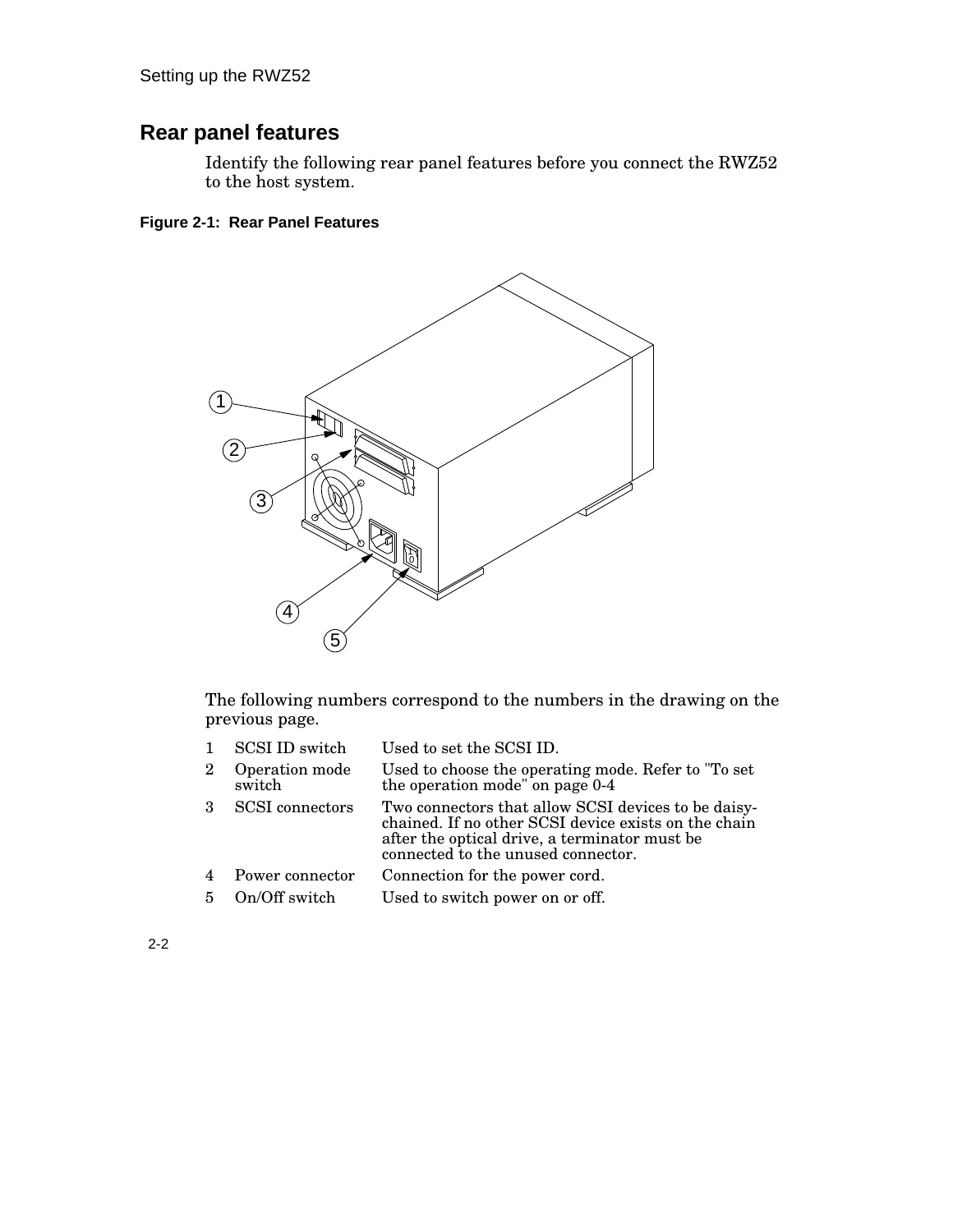## Rear panel features

Identify the following rear panel features before you connect the RWZ52 to the host system.

**Figure 2-1: Rear Panel Features**

The following numbers correspond to the numbers in the drawing on the previous page.

| | | |
|---|---|---|
| 1 | SCSI ID switch | Used to set the SCSI ID. |
| 2 | Operation mode switch | Used to choose the operating mode. Refer to "To set the operation mode" on page 0-4 |
| 3 | SCSI connectors | Two connectors that allow SCSI devices to be daisy-chained. If no other SCSI device exists on the chain after the optical drive, a terminator must be connected to the unused connector. |
| 4 | Power connector | Connection for the power cord. |
| 5 | On/Off switch | Used to switch power on or off. |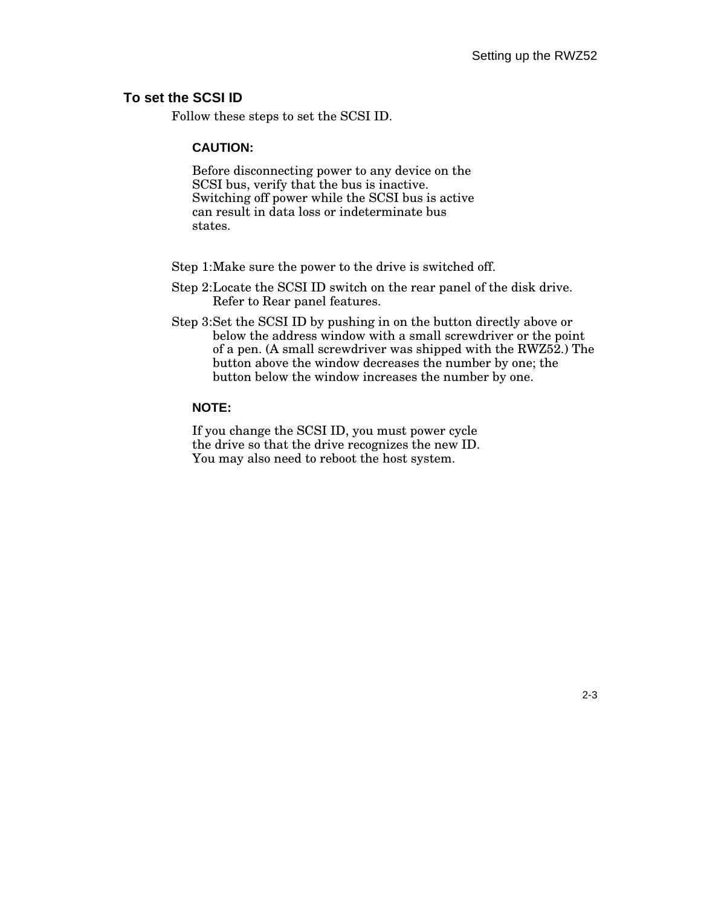## To set the SCSI ID

Follow these steps to set the SCSI ID.

**CAUTION:**

Before disconnecting power to any device on the SCSI bus, verify that the bus is inactive. Switching off power while the SCSI bus is active can result in data loss or indeterminate bus states.

Step 1: Make sure the power to the drive is switched off.

Step 2: Locate the SCSI ID switch on the rear panel of the disk drive. Refer to Rear panel features.

Step 3: Set the SCSI ID by pushing in on the button directly above or below the address window with a small screwdriver or the point of a pen. (A small screwdriver was shipped with the RWZ52.) The button above the window decreases the number by one; the button below the window increases the number by one.

**NOTE:**

If you change the SCSI ID, you must power cycle the drive so that the drive recognizes the new ID. You may also need to reboot the host system.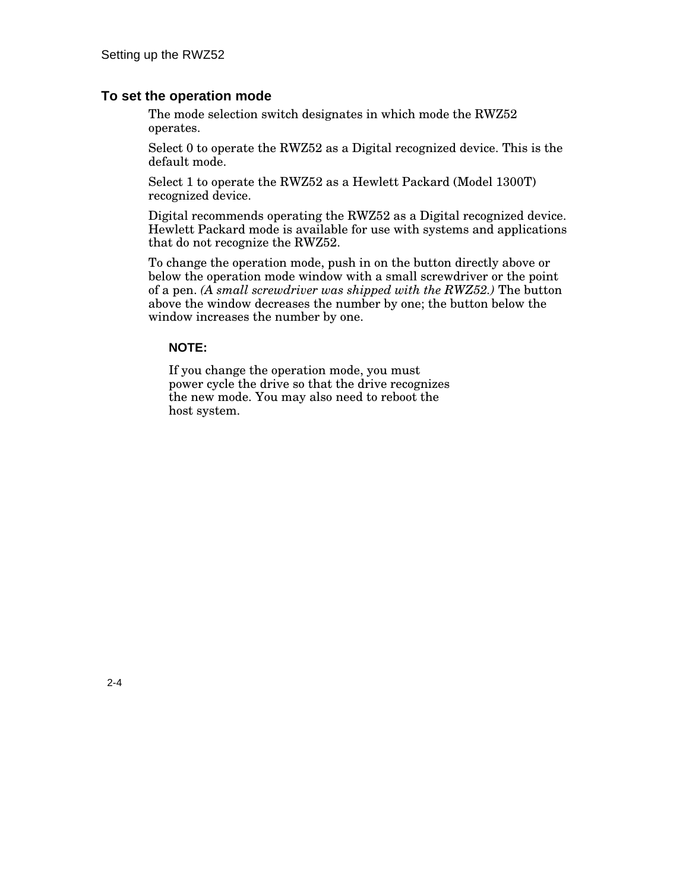## To set the operation mode

The mode selection switch designates in which mode the RWZ52 operates.

Select 0 to operate the RWZ52 as a Digital recognized device. This is the default mode.

Select 1 to operate the RWZ52 as a Hewlett Packard (Model 1300T) recognized device.

Digital recommends operating the RWZ52 as a Digital recognized device. Hewlett Packard mode is available for use with systems and applications that do not recognize the RWZ52.

To change the operation mode, push in on the button directly above or below the operation mode window with a small screwdriver or the point of a pen. *(A small screwdriver was shipped with the RWZ52.)* The button above the window decreases the number by one; the button below the window increases the number by one.

**NOTE:**

If you change the operation mode, you must power cycle the drive so that the drive recognizes the new mode. You may also need to reboot the host system.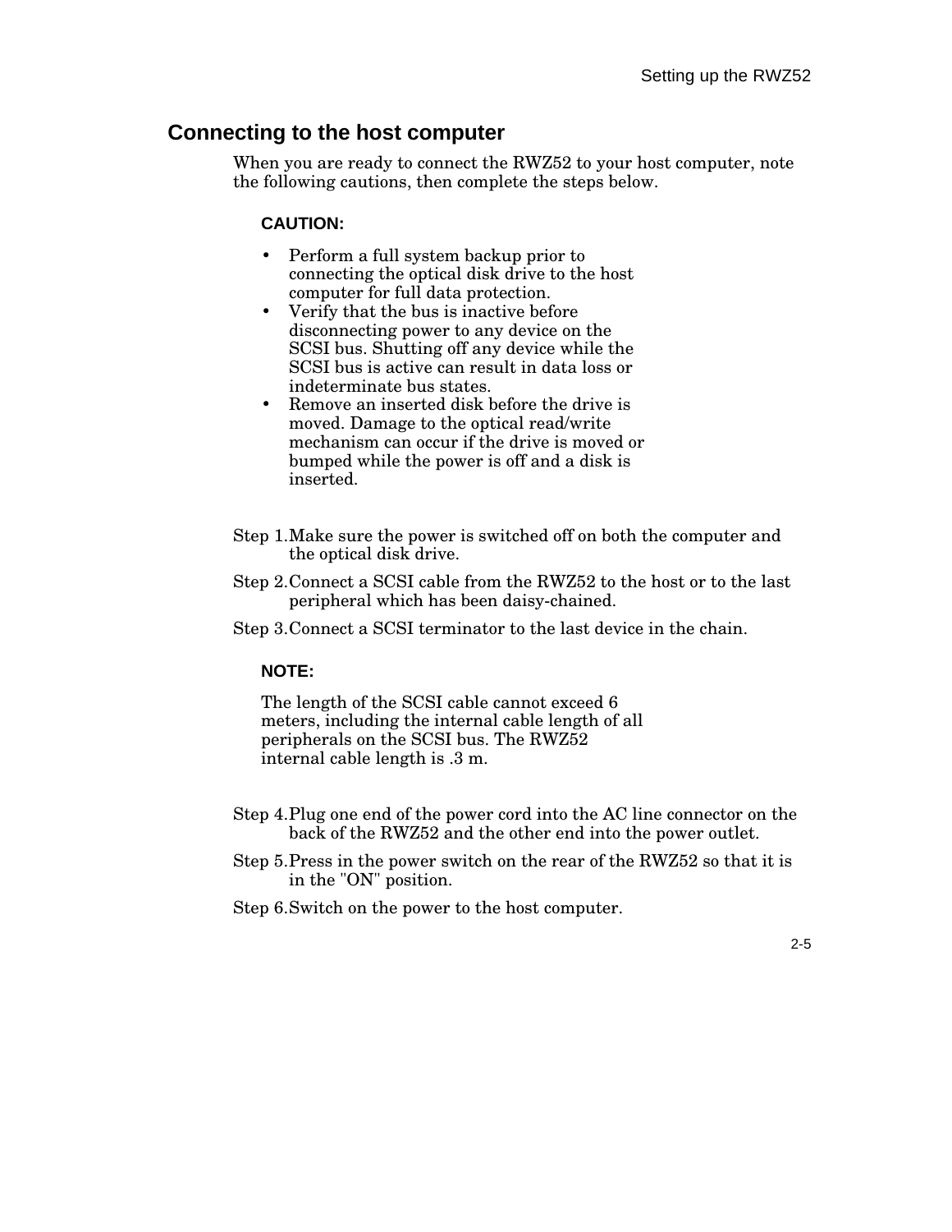## Connecting to the host computer

When you are ready to connect the RWZ52 to your host computer, note the following cautions, then complete the steps below.

**CAUTION:**

- Perform a full system backup prior to connecting the optical disk drive to the host computer for full data protection.
- Verify that the bus is inactive before disconnecting power to any device on the SCSI bus. Shutting off any device while the SCSI bus is active can result in data loss or indeterminate bus states.
- Remove an inserted disk before the drive is moved. Damage to the optical read/write mechanism can occur if the drive is moved or bumped while the power is off and a disk is inserted.

Step 1. Make sure the power is switched off on both the computer and the optical disk drive.

Step 2. Connect a SCSI cable from the RWZ52 to the host or to the last peripheral which has been daisy-chained.

Step 3. Connect a SCSI terminator to the last device in the chain.

**NOTE:**

The length of the SCSI cable cannot exceed 6 meters, including the internal cable length of all peripherals on the SCSI bus. The RWZ52 internal cable length is .3 m.

Step 4. Plug one end of the power cord into the AC line connector on the back of the RWZ52 and the other end into the power outlet.

Step 5. Press in the power switch on the rear of the RWZ52 so that it is in the "ON" position.

Step 6. Switch on the power to the host computer.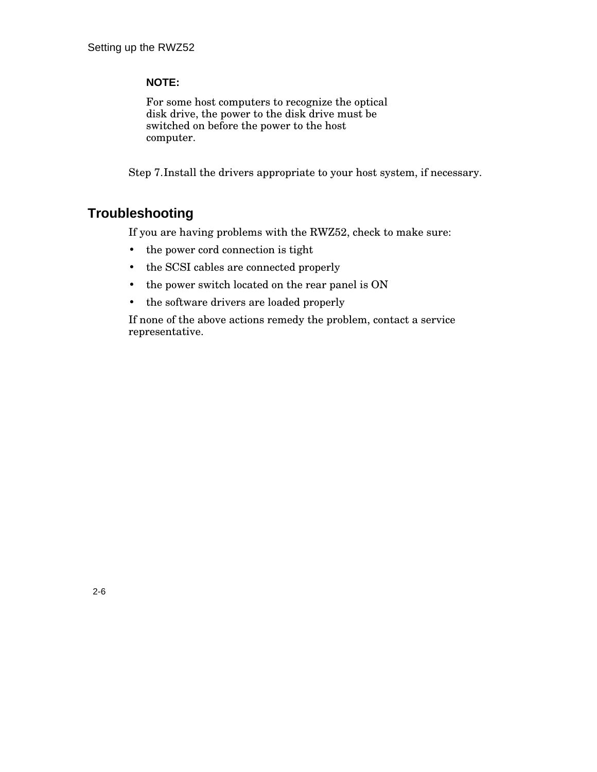**NOTE:**

For some host computers to recognize the optical disk drive, the power to the disk drive must be switched on before the power to the host computer.

Step 7. Install the drivers appropriate to your host system, if necessary.

## Troubleshooting

If you are having problems with the RWZ52, check to make sure:

- the power cord connection is tight
- the SCSI cables are connected properly
- the power switch located on the rear panel is ON
- the software drivers are loaded properly

If none of the above actions remedy the problem, contact a service representative.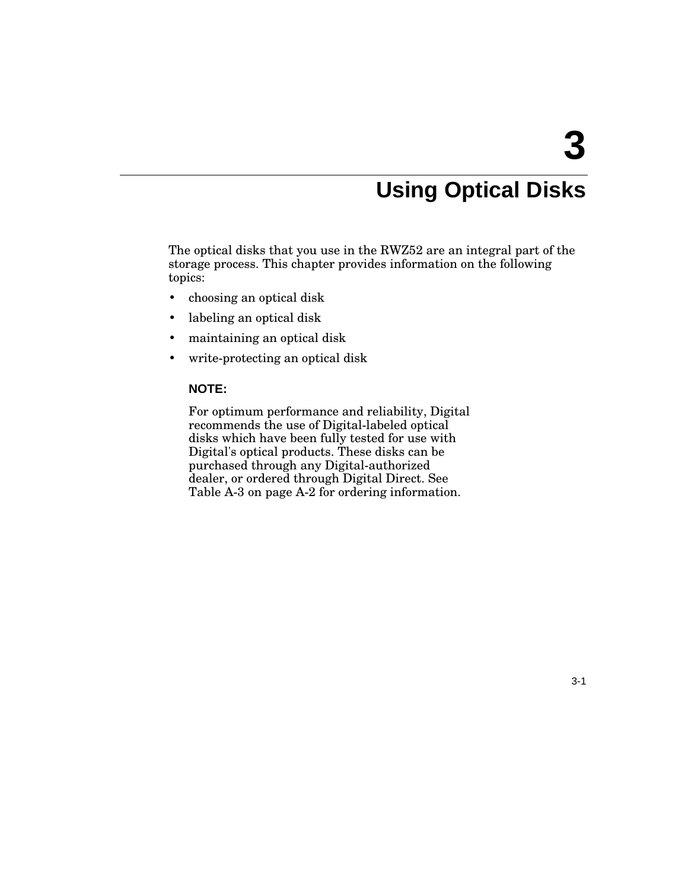# 3 Using Optical Disks

The optical disks that you use in the RWZ52 are an integral part of the storage process. This chapter provides information on the following topics:

- choosing an optical disk
- labeling an optical disk
- maintaining an optical disk
- write-protecting an optical disk

**NOTE:**

For optimum performance and reliability, Digital recommends the use of Digital-labeled optical disks which have been fully tested for use with Digital's optical products. These disks can be purchased through any Digital-authorized dealer, or ordered through Digital Direct. See Table A-3 on page A-2 for ordering information.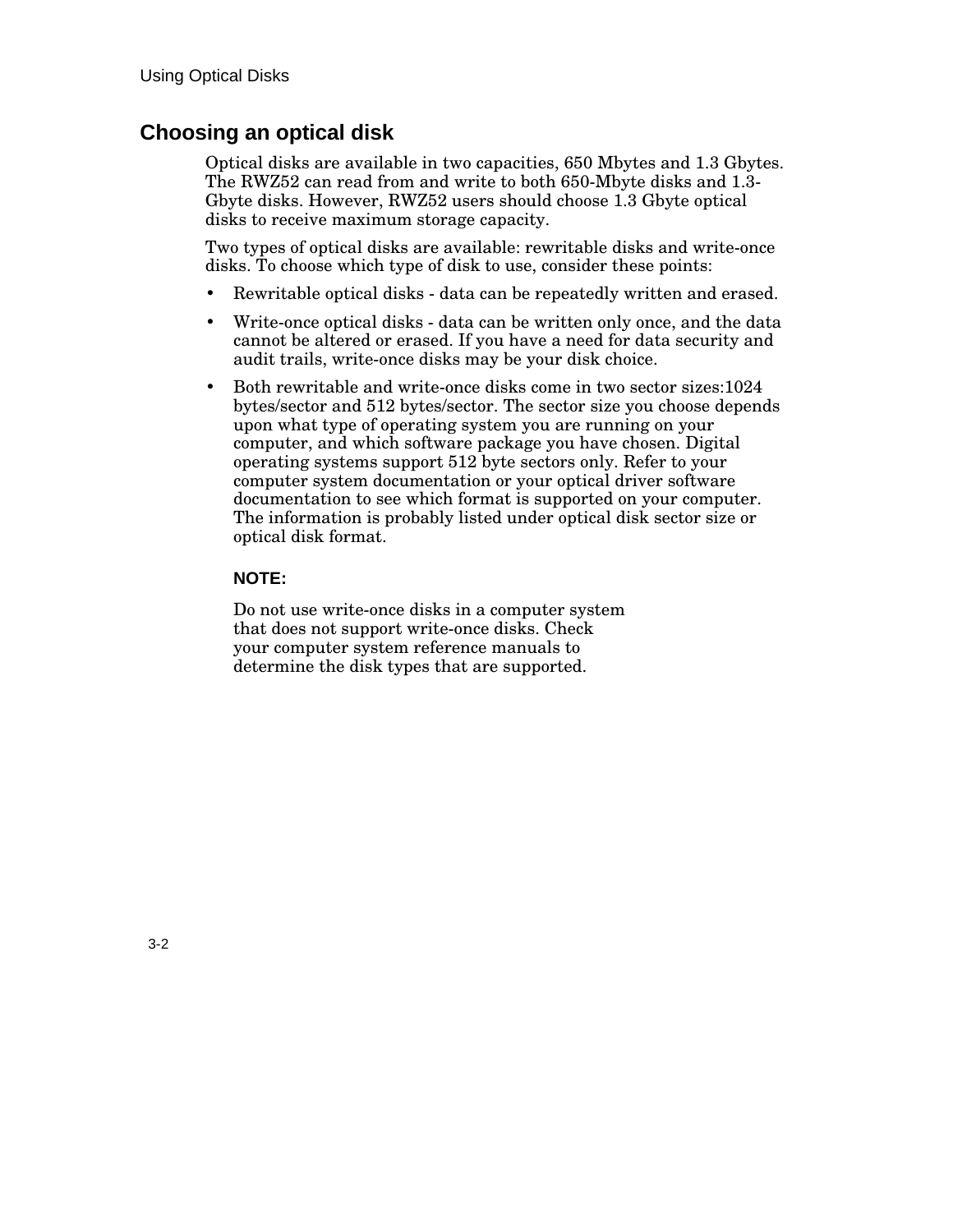## Choosing an optical disk

Optical disks are available in two capacities, 650 Mbytes and 1.3 Gbytes. The RWZ52 can read from and write to both 650-Mbyte disks and 1.3-Gbyte disks. However, RWZ52 users should choose 1.3 Gbyte optical disks to receive maximum storage capacity.

Two types of optical disks are available: rewritable disks and write-once disks. To choose which type of disk to use, consider these points:

- Rewritable optical disks - data can be repeatedly written and erased.
- Write-once optical disks - data can be written only once, and the data cannot be altered or erased. If you have a need for data security and audit trails, write-once disks may be your disk choice.
- Both rewritable and write-once disks come in two sector sizes:1024 bytes/sector and 512 bytes/sector. The sector size you choose depends upon what type of operating system you are running on your computer, and which software package you have chosen. Digital operating systems support 512 byte sectors only. Refer to your computer system documentation or your optical driver software documentation to see which format is supported on your computer. The information is probably listed under optical disk sector size or optical disk format.

**NOTE:**

Do not use write-once disks in a computer system that does not support write-once disks. Check your computer system reference manuals to determine the disk types that are supported.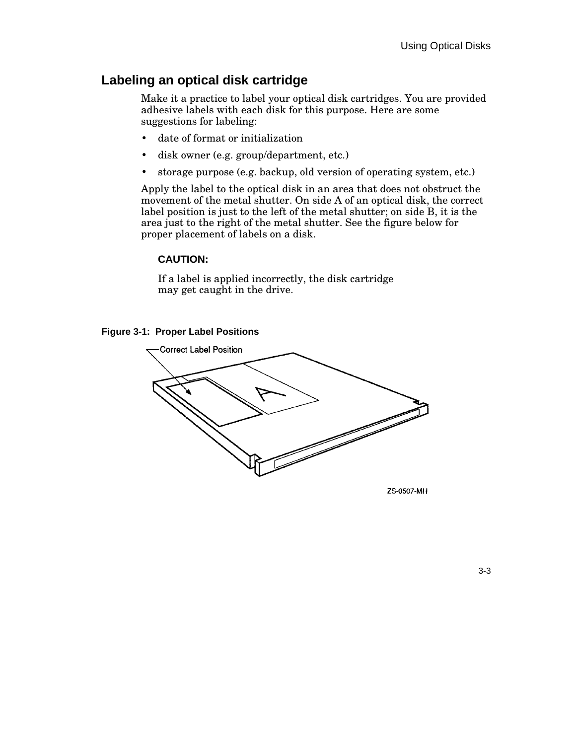## Labeling an optical disk cartridge

Make it a practice to label your optical disk cartridges. You are provided adhesive labels with each disk for this purpose. Here are some suggestions for labeling:

- date of format or initialization
- disk owner (e.g. group/department, etc.)
- storage purpose (e.g. backup, old version of operating system, etc.)

Apply the label to the optical disk in an area that does not obstruct the movement of the metal shutter. On side A of an optical disk, the correct label position is just to the left of the metal shutter; on side B, it is the area just to the right of the metal shutter. See the figure below for proper placement of labels on a disk.

**CAUTION:**

If a label is applied incorrectly, the disk cartridge may get caught in the drive.

**Figure 3-1: Proper Label Positions**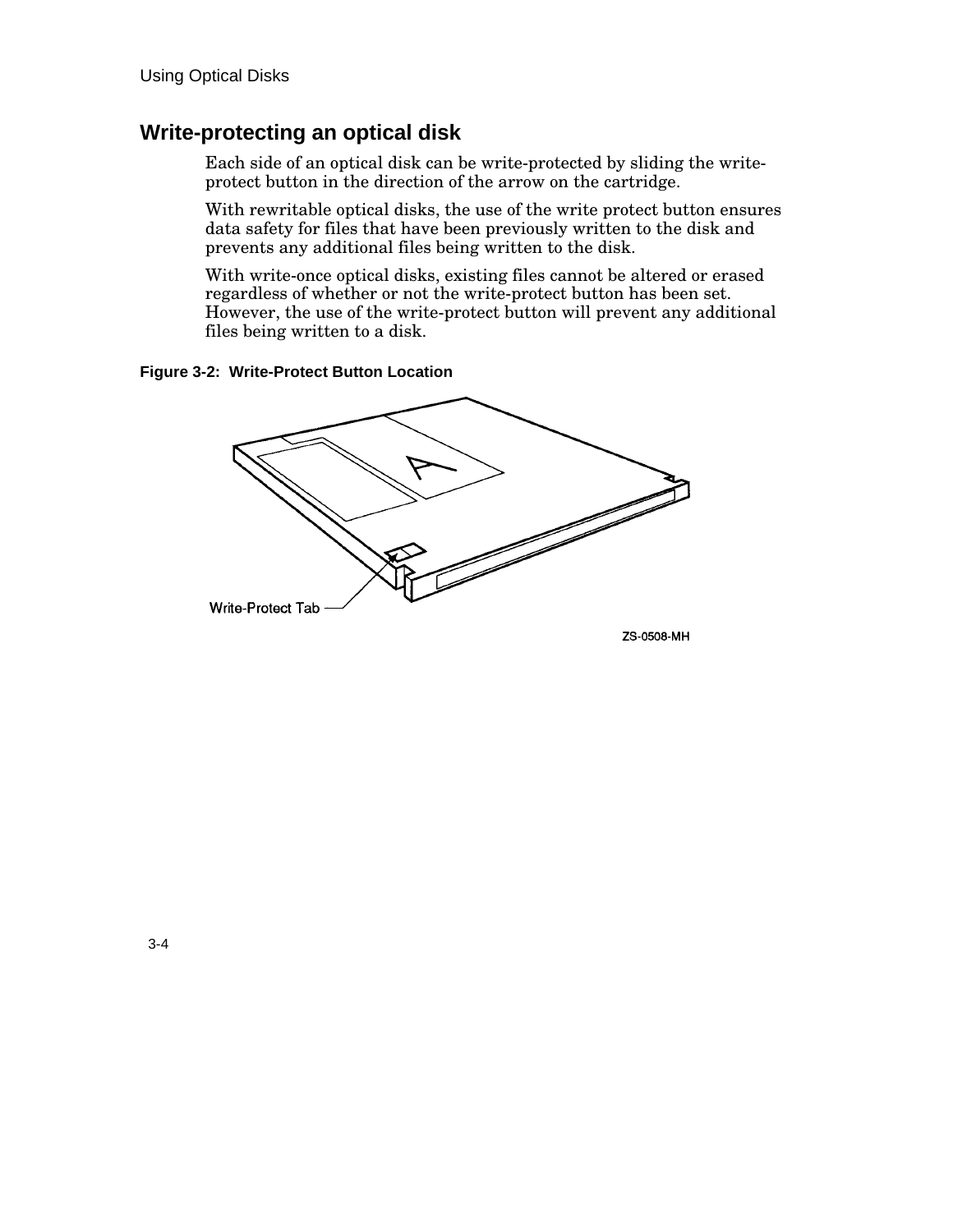## Write-protecting an optical disk

Each side of an optical disk can be write-protected by sliding the write-protect button in the direction of the arrow on the cartridge.

With rewritable optical disks, the use of the write protect button ensures data safety for files that have been previously written to the disk and prevents any additional files being written to the disk.

With write-once optical disks, existing files cannot be altered or erased regardless of whether or not the write-protect button has been set. However, the use of the write-protect button will prevent any additional files being written to a disk.

**Figure 3-2: Write-Protect Button Location**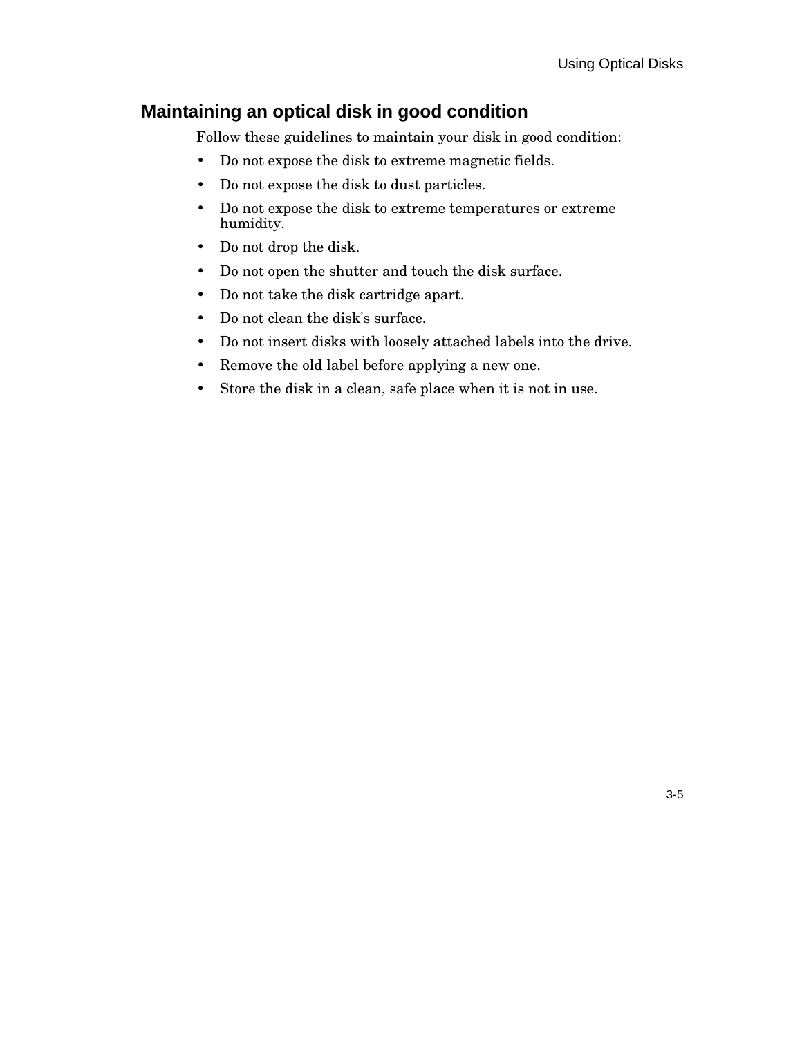## Maintaining an optical disk in good condition

Follow these guidelines to maintain your disk in good condition:

- Do not expose the disk to extreme magnetic fields.
- Do not expose the disk to dust particles.
- Do not expose the disk to extreme temperatures or extreme humidity.
- Do not drop the disk.
- Do not open the shutter and touch the disk surface.
- Do not take the disk cartridge apart.
- Do not clean the disk's surface.
- Do not insert disks with loosely attached labels into the drive.
- Remove the old label before applying a new one.
- Store the disk in a clean, safe place when it is not in use.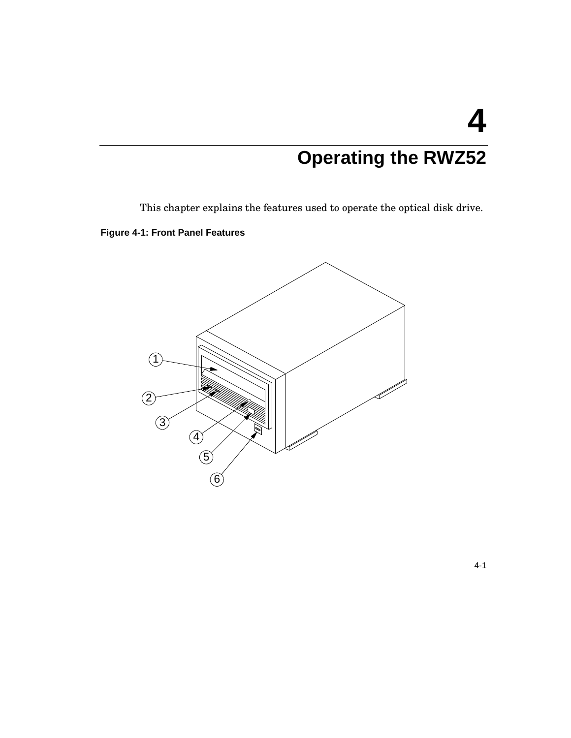# 4

# Operating the RWZ52

This chapter explains the features used to operate the optical disk drive.

**Figure 4-1: Front Panel Features**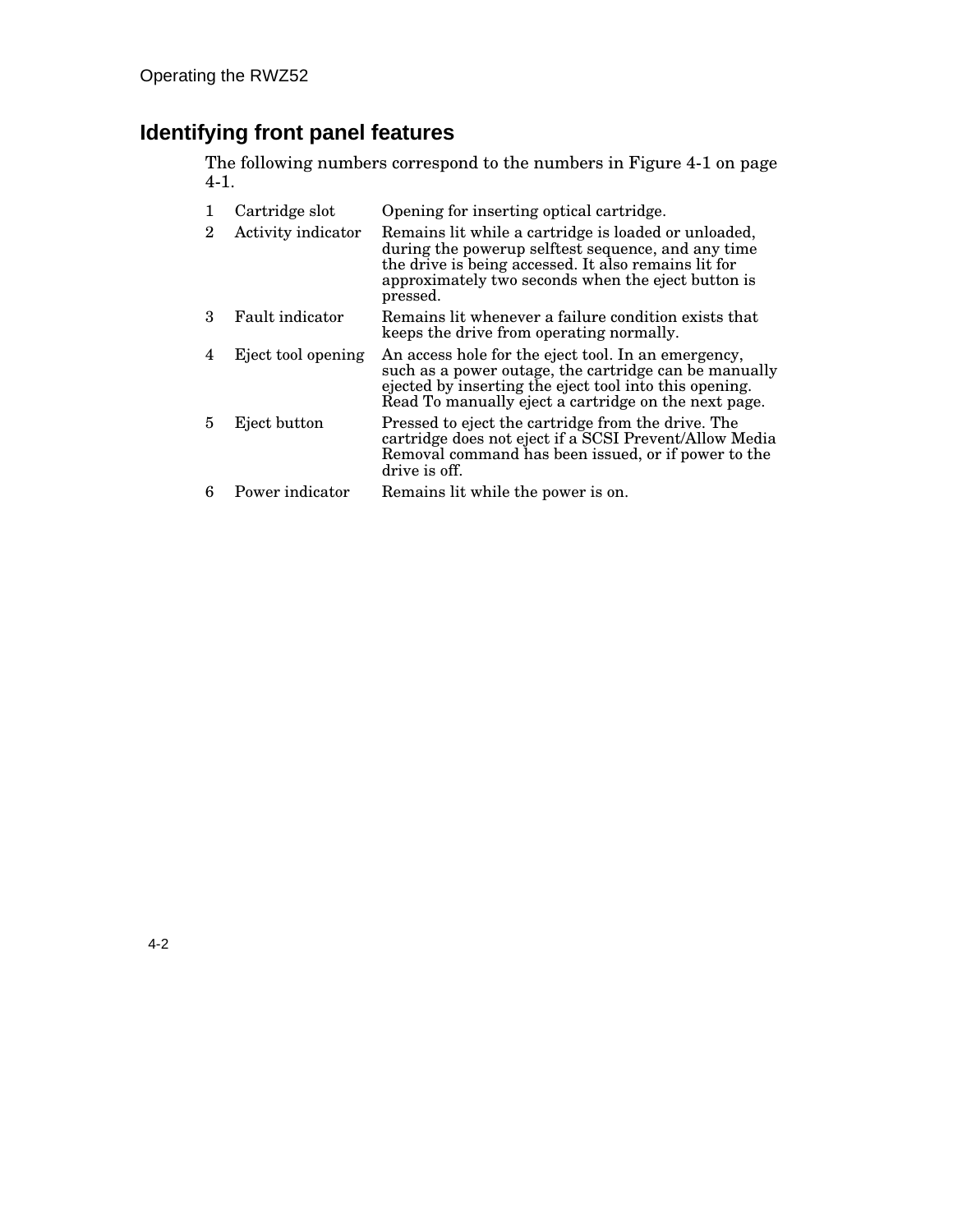## Identifying front panel features

The following numbers correspond to the numbers in Figure 4-1 on page 4-1.

| | | |
|---|---|---|
| 1 | Cartridge slot | Opening for inserting optical cartridge. |
| 2 | Activity indicator | Remains lit while a cartridge is loaded or unloaded, during the powerup selftest sequence, and any time the drive is being accessed. It also remains lit for approximately two seconds when the eject button is pressed. |
| 3 | Fault indicator | Remains lit whenever a failure condition exists that keeps the drive from operating normally. |
| 4 | Eject tool opening | An access hole for the eject tool. In an emergency, such as a power outage, the cartridge can be manually ejected by inserting the eject tool into this opening. Read To manually eject a cartridge on the next page. |
| 5 | Eject button | Pressed to eject the cartridge from the drive. The cartridge does not eject if a SCSI Prevent/Allow Media Removal command has been issued, or if power to the drive is off. |
| 6 | Power indicator | Remains lit while the power is on. |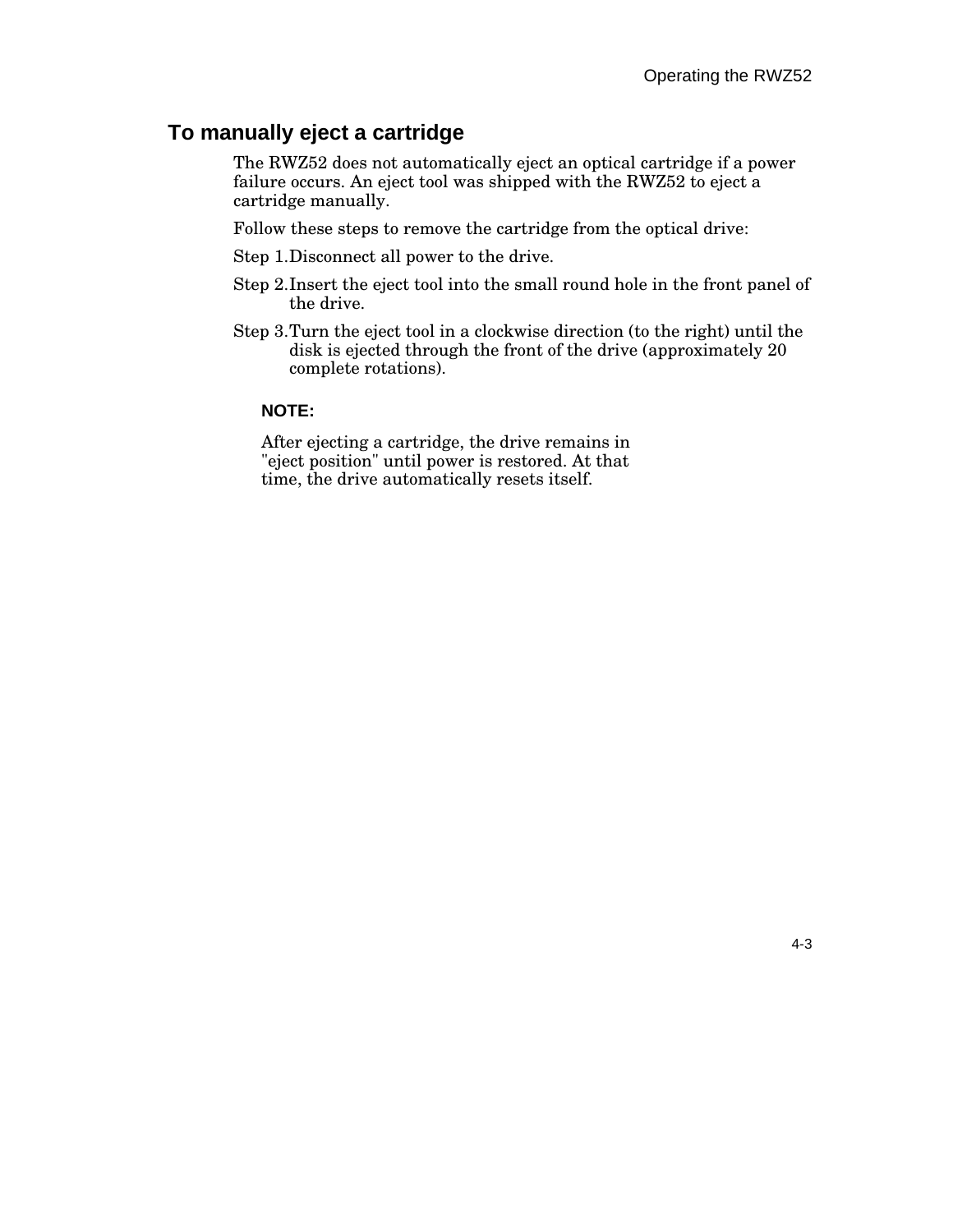## To manually eject a cartridge

The RWZ52 does not automatically eject an optical cartridge if a power failure occurs. An eject tool was shipped with the RWZ52 to eject a cartridge manually.

Follow these steps to remove the cartridge from the optical drive:

Step 1. Disconnect all power to the drive.

Step 2. Insert the eject tool into the small round hole in the front panel of the drive.

Step 3. Turn the eject tool in a clockwise direction (to the right) until the disk is ejected through the front of the drive (approximately 20 complete rotations).

**NOTE:**

After ejecting a cartridge, the drive remains in "eject position" until power is restored. At that time, the drive automatically resets itself.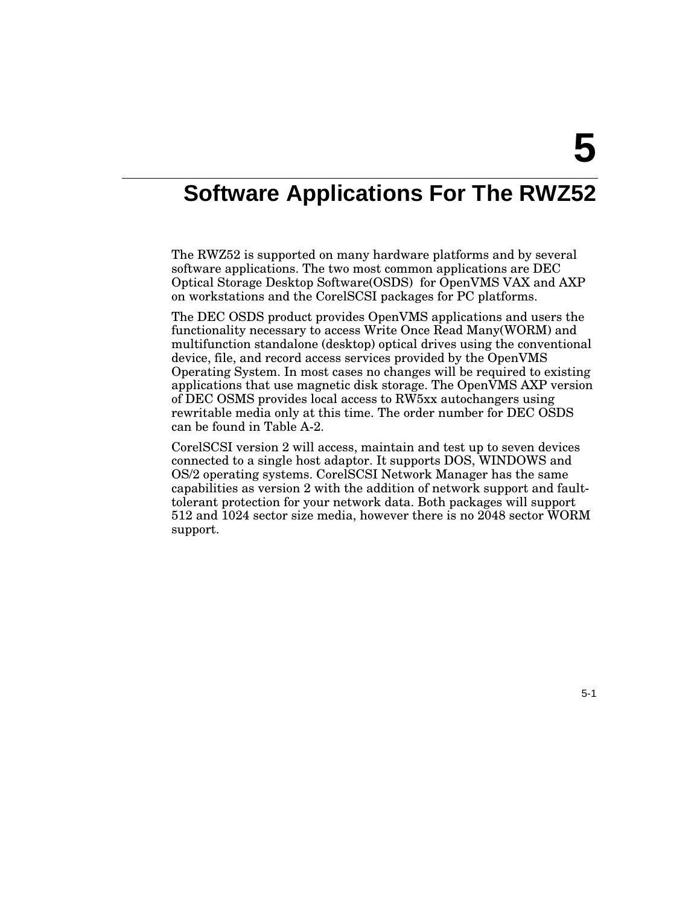# 5 Software Applications For The RWZ52

The RWZ52 is supported on many hardware platforms and by several software applications. The two most common applications are DEC Optical Storage Desktop Software(OSDS) for OpenVMS VAX and AXP on workstations and the CorelSCSI packages for PC platforms.

The DEC OSDS product provides OpenVMS applications and users the functionality necessary to access Write Once Read Many(WORM) and multifunction standalone (desktop) optical drives using the conventional device, file, and record access services provided by the OpenVMS Operating System. In most cases no changes will be required to existing applications that use magnetic disk storage. The OpenVMS AXP version of DEC OSMS provides local access to RW5xx autochangers using rewritable media only at this time. The order number for DEC OSDS can be found in Table A-2.

CorelSCSI version 2 will access, maintain and test up to seven devices connected to a single host adaptor. It supports DOS, WINDOWS and OS/2 operating systems. CorelSCSI Network Manager has the same capabilities as version 2 with the addition of network support and fault-tolerant protection for your network data. Both packages will support 512 and 1024 sector size media, however there is no 2048 sector WORM support.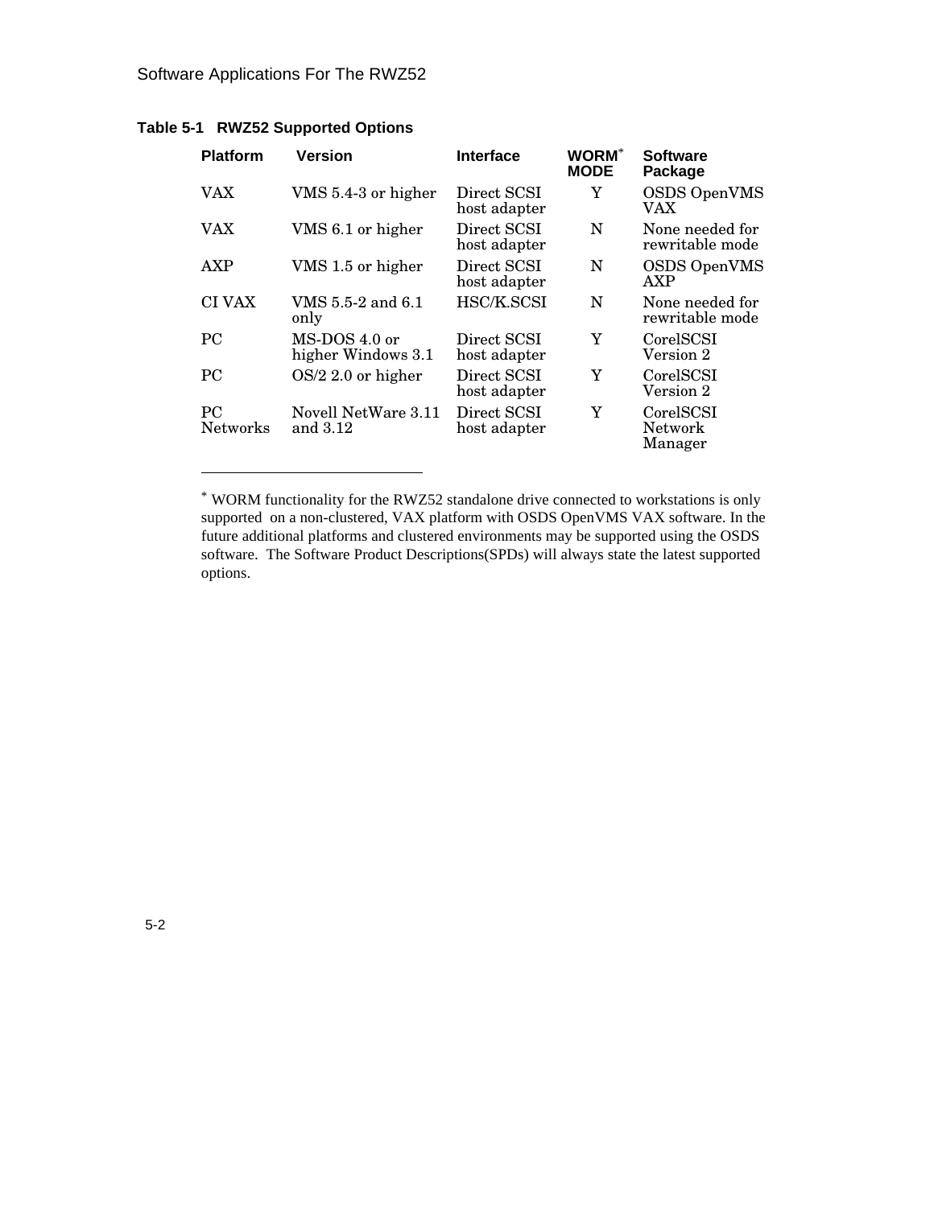**Table 5-1 RWZ52 Supported Options**

| Platform | Version | Interface | WORM[*] MODE | Software Package |
|---|---|---|---|---|
| VAX | VMS 5.4-3 or higher | Direct SCSI host adapter | Y | OSDS OpenVMS VAX |
| VAX | VMS 6.1 or higher | Direct SCSI host adapter | N | None needed for rewritable mode |
| AXP | VMS 1.5 or higher | Direct SCSI host adapter | N | OSDS OpenVMS AXP |
| CI VAX | VMS 5.5-2 and 6.1 only | HSC/K.SCSI | N | None needed for rewritable mode |
| PC | MS-DOS 4.0 or higher Windows 3.1 | Direct SCSI host adapter | Y | CorelSCSI Version 2 |
| PC | OS/2 2.0 or higher | Direct SCSI host adapter | Y | CorelSCSI Version 2 |
| PC Networks | Novell NetWare 3.11 and 3.12 | Direct SCSI host adapter | Y | CorelSCSI Network Manager |

[*] WORM functionality for the RWZ52 standalone drive connected to workstations is only supported on a non-clustered, VAX platform with OSDS OpenVMS VAX software. In the future additional platforms and clustered environments may be supported using the OSDS software. The Software Product Descriptions(SPDs) will always state the latest supported options.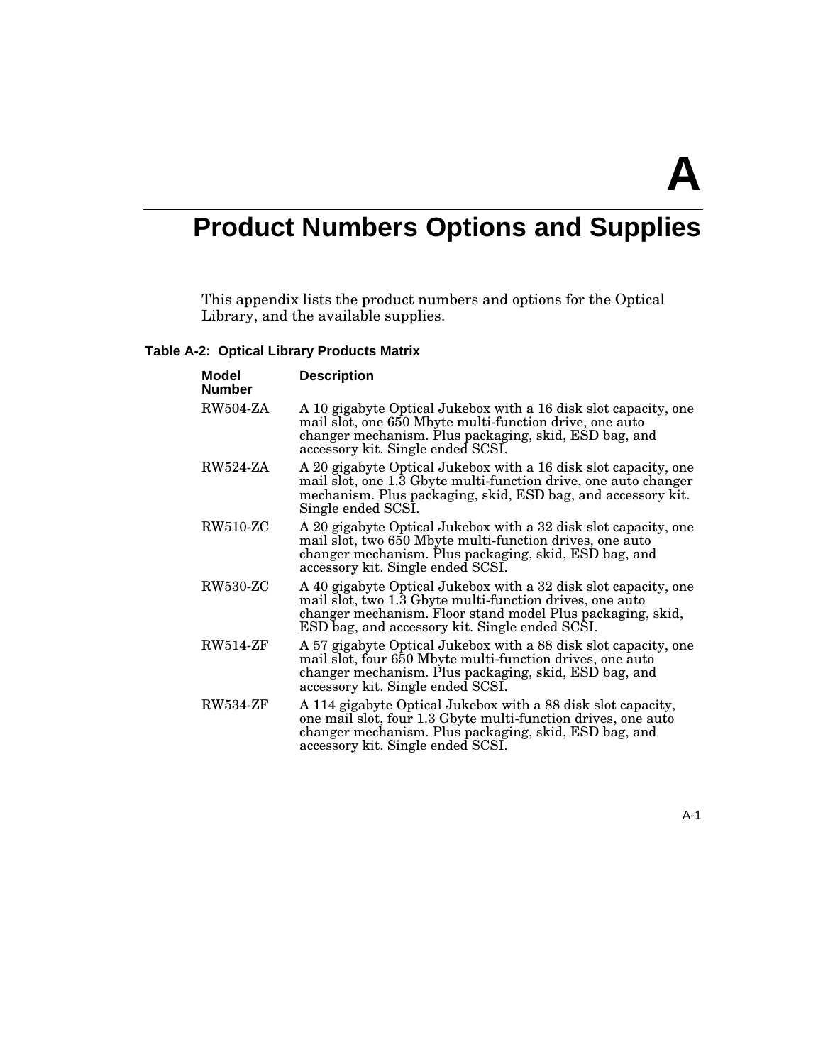# A

# Product Numbers Options and Supplies

This appendix lists the product numbers and options for the Optical Library, and the available supplies.

**Table A-2: Optical Library Products Matrix**

| Model Number | Description |
|---|---|
| RW504-ZA | A 10 gigabyte Optical Jukebox with a 16 disk slot capacity, one mail slot, one 650 Mbyte multi-function drive, one auto changer mechanism. Plus packaging, skid, ESD bag, and accessory kit. Single ended SCSI. |
| RW524-ZA | A 20 gigabyte Optical Jukebox with a 16 disk slot capacity, one mail slot, one 1.3 Gbyte multi-function drive, one auto changer mechanism. Plus packaging, skid, ESD bag, and accessory kit. Single ended SCSI. |
| RW510-ZC | A 20 gigabyte Optical Jukebox with a 32 disk slot capacity, one mail slot, two 650 Mbyte multi-function drives, one auto changer mechanism. Plus packaging, skid, ESD bag, and accessory kit. Single ended SCSI. |
| RW530-ZC | A 40 gigabyte Optical Jukebox with a 32 disk slot capacity, one mail slot, two 1.3 Gbyte multi-function drives, one auto changer mechanism. Floor stand model Plus packaging, skid, ESD bag, and accessory kit. Single ended SCSI. |
| RW514-ZF | A 57 gigabyte Optical Jukebox with a 88 disk slot capacity, one mail slot, four 650 Mbyte multi-function drives, one auto changer mechanism. Plus packaging, skid, ESD bag, and accessory kit. Single ended SCSI. |
| RW534-ZF | A 114 gigabyte Optical Jukebox with a 88 disk slot capacity, one mail slot, four 1.3 Gbyte multi-function drives, one auto changer mechanism. Plus packaging, skid, ESD bag, and accessory kit. Single ended SCSI. |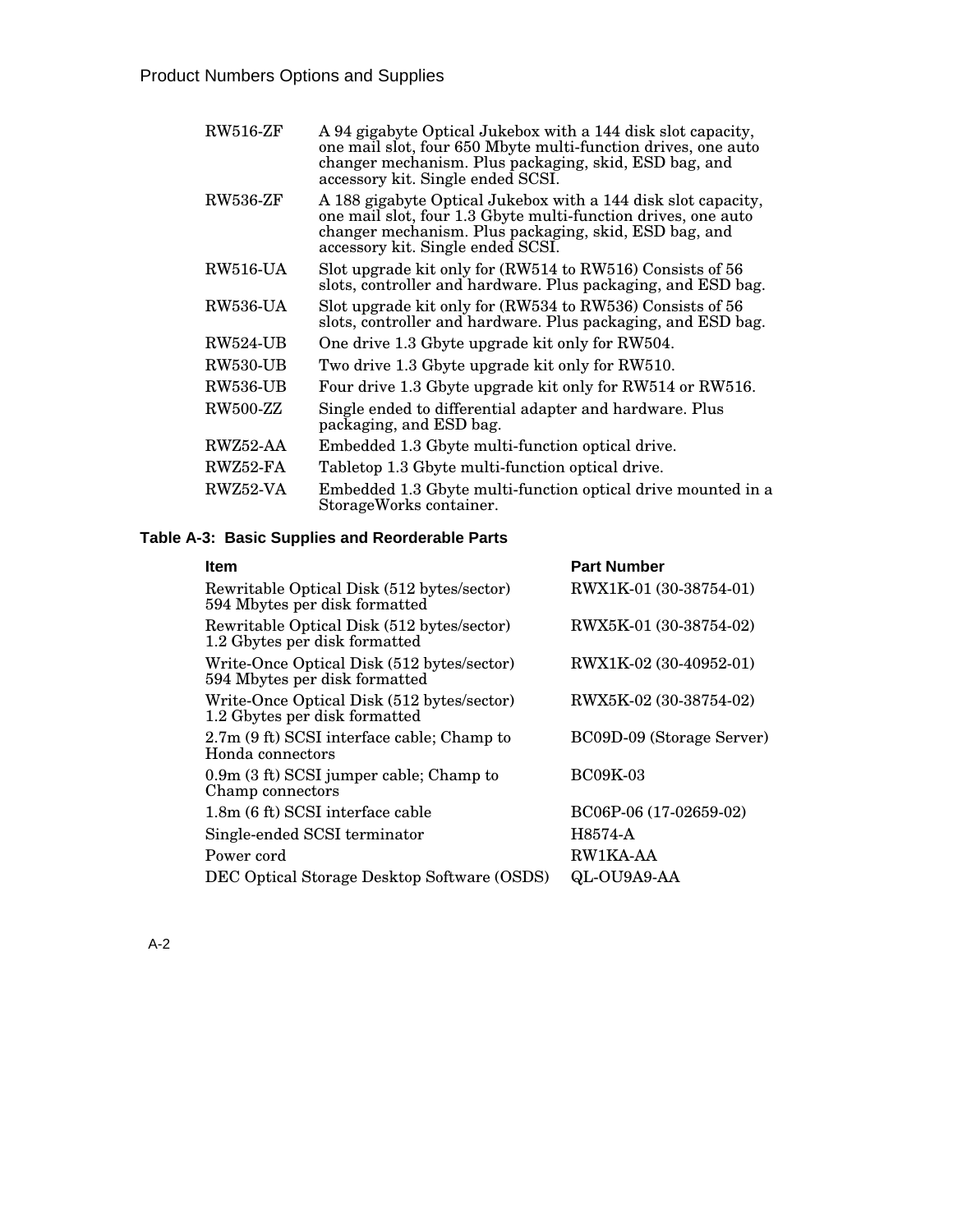| | |
|---|---|
| RW516-ZF | A 94 gigabyte Optical Jukebox with a 144 disk slot capacity, one mail slot, four 650 Mbyte multi-function drives, one auto changer mechanism. Plus packaging, skid, ESD bag, and accessory kit. Single ended SCSI. |
| RW536-ZF | A 188 gigabyte Optical Jukebox with a 144 disk slot capacity, one mail slot, four 1.3 Gbyte multi-function drives, one auto changer mechanism. Plus packaging, skid, ESD bag, and accessory kit. Single ended SCSI. |
| RW516-UA | Slot upgrade kit only for (RW514 to RW516) Consists of 56 slots, controller and hardware. Plus packaging, and ESD bag. |
| RW536-UA | Slot upgrade kit only for (RW534 to RW536) Consists of 56 slots, controller and hardware. Plus packaging, and ESD bag. |
| RW524-UB | One drive 1.3 Gbyte upgrade kit only for RW504. |
| RW530-UB | Two drive 1.3 Gbyte upgrade kit only for RW510. |
| RW536-UB | Four drive 1.3 Gbyte upgrade kit only for RW514 or RW516. |
| RW500-ZZ | Single ended to differential adapter and hardware. Plus packaging, and ESD bag. |
| RWZ52-AA | Embedded 1.3 Gbyte multi-function optical drive. |
| RWZ52-FA | Tabletop 1.3 Gbyte multi-function optical drive. |
| RWZ52-VA | Embedded 1.3 Gbyte multi-function optical drive mounted in a StorageWorks container. |

**Table A-3: Basic Supplies and Reorderable Parts**

| Item | Part Number |
|---|---|
| Rewritable Optical Disk (512 bytes/sector) 594 Mbytes per disk formatted | RWX1K-01 (30-38754-01) |
| Rewritable Optical Disk (512 bytes/sector) 1.2 Gbytes per disk formatted | RWX5K-01 (30-38754-02) |
| Write-Once Optical Disk (512 bytes/sector) 594 Mbytes per disk formatted | RWX1K-02 (30-40952-01) |
| Write-Once Optical Disk (512 bytes/sector) 1.2 Gbytes per disk formatted | RWX5K-02 (30-38754-02) |
| 2.7m (9 ft) SCSI interface cable; Champ to Honda connectors | BC09D-09 (Storage Server) |
| 0.9m (3 ft) SCSI jumper cable; Champ to Champ connectors | BC09K-03 |
| 1.8m (6 ft) SCSI interface cable | BC06P-06 (17-02659-02) |
| Single-ended SCSI terminator | H8574-A |
| Power cord | RW1KA-AA |
| DEC Optical Storage Desktop Software (OSDS) | QL-OU9A9-AA |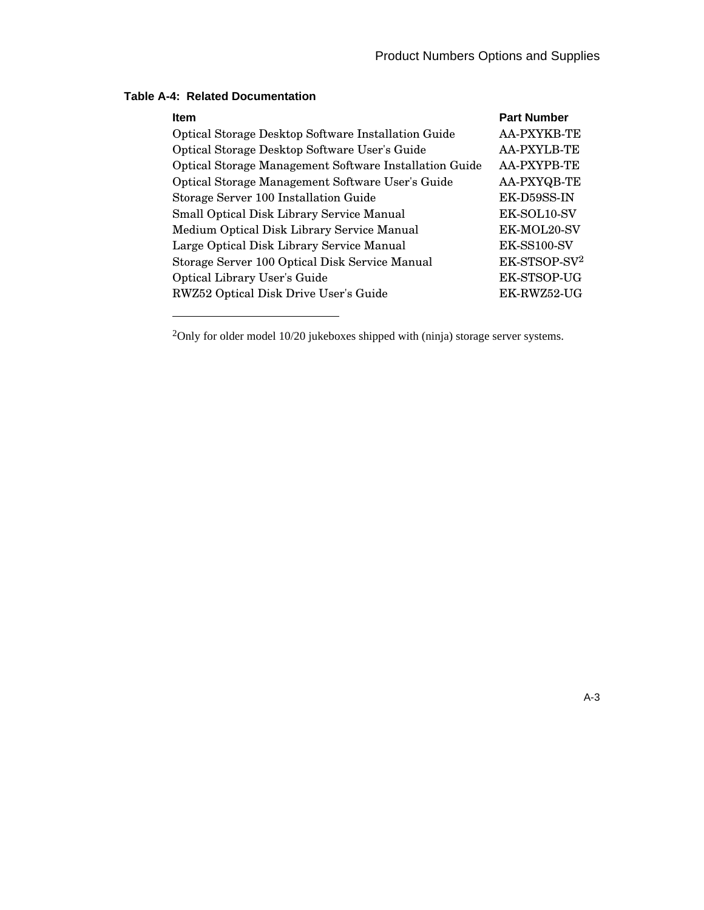**Table A-4: Related Documentation**

| Item | Part Number |
|---|---|
| Optical Storage Desktop Software Installation Guide | AA-PXYKB-TE |
| Optical Storage Desktop Software User's Guide | AA-PXYLB-TE |
| Optical Storage Management Software Installation Guide | AA-PXYPB-TE |
| Optical Storage Management Software User's Guide | AA-PXYQB-TE |
| Storage Server 100 Installation Guide | EK-D59SS-IN |
| Small Optical Disk Library Service Manual | EK-SOL10-SV |
| Medium Optical Disk Library Service Manual | EK-MOL20-SV |
| Large Optical Disk Library Service Manual | EK-SS100-SV |
| Storage Server 100 Optical Disk Service Manual | EK-STSOP-SV[2] |
| Optical Library User's Guide | EK-STSOP-UG |
| RWZ52 Optical Disk Drive User's Guide | EK-RWZ52-UG |

---

[2]Only for older model 10/20 jukeboxes shipped with (ninja) storage server systems.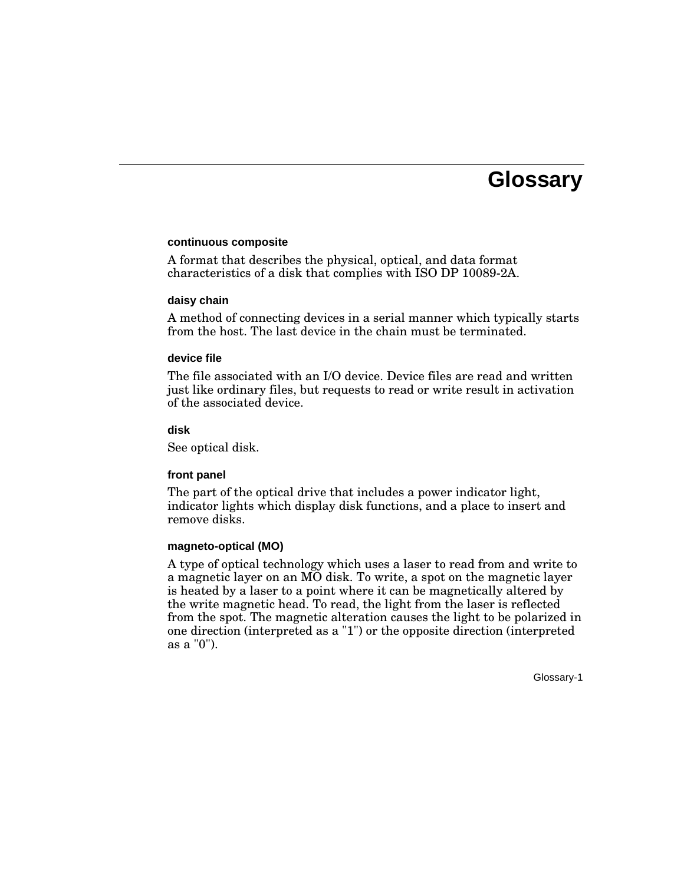# Glossary

**continuous composite**

A format that describes the physical, optical, and data format characteristics of a disk that complies with ISO DP 10089-2A.

**daisy chain**

A method of connecting devices in a serial manner which typically starts from the host. The last device in the chain must be terminated.

**device file**

The file associated with an I/O device. Device files are read and written just like ordinary files, but requests to read or write result in activation of the associated device.

**disk**

See optical disk.

**front panel**

The part of the optical drive that includes a power indicator light, indicator lights which display disk functions, and a place to insert and remove disks.

**magneto-optical (MO)**

A type of optical technology which uses a laser to read from and write to a magnetic layer on an MO disk. To write, a spot on the magnetic layer is heated by a laser to a point where it can be magnetically altered by the write magnetic head. To read, the light from the laser is reflected from the spot. The magnetic alteration causes the light to be polarized in one direction (interpreted as a "1") or the opposite direction (interpreted as a "0").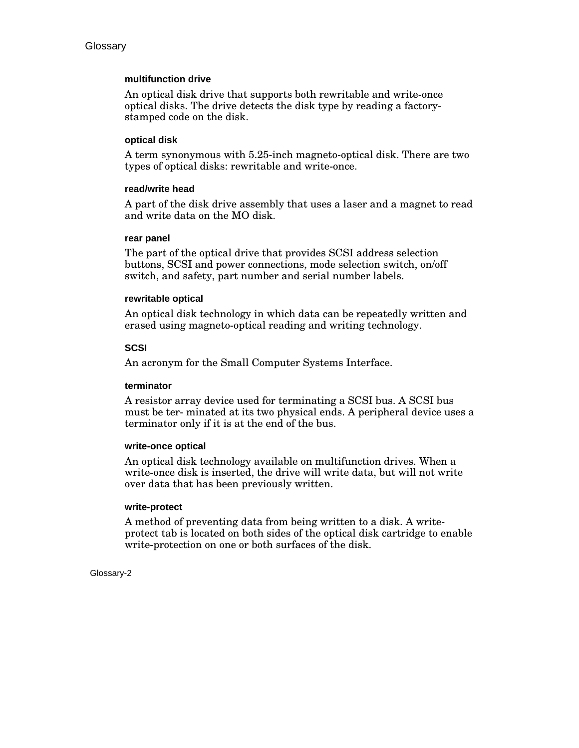### multifunction drive

An optical disk drive that supports both rewritable and write-once optical disks. The drive detects the disk type by reading a factory-stamped code on the disk.

### optical disk

A term synonymous with 5.25-inch magneto-optical disk. There are two types of optical disks: rewritable and write-once.

### read/write head

A part of the disk drive assembly that uses a laser and a magnet to read and write data on the MO disk.

### rear panel

The part of the optical drive that provides SCSI address selection buttons, SCSI and power connections, mode selection switch, on/off switch, and safety, part number and serial number labels.

### rewritable optical

An optical disk technology in which data can be repeatedly written and erased using magneto-optical reading and writing technology.

### SCSI

An acronym for the Small Computer Systems Interface.

### terminator

A resistor array device used for terminating a SCSI bus. A SCSI bus must be ter- minated at its two physical ends. A peripheral device uses a terminator only if it is at the end of the bus.

### write-once optical

An optical disk technology available on multifunction drives. When a write-once disk is inserted, the drive will write data, but will not write over data that has been previously written.

### write-protect

A method of preventing data from being written to a disk. A write-protect tab is located on both sides of the optical disk cartridge to enable write-protection on one or both surfaces of the disk.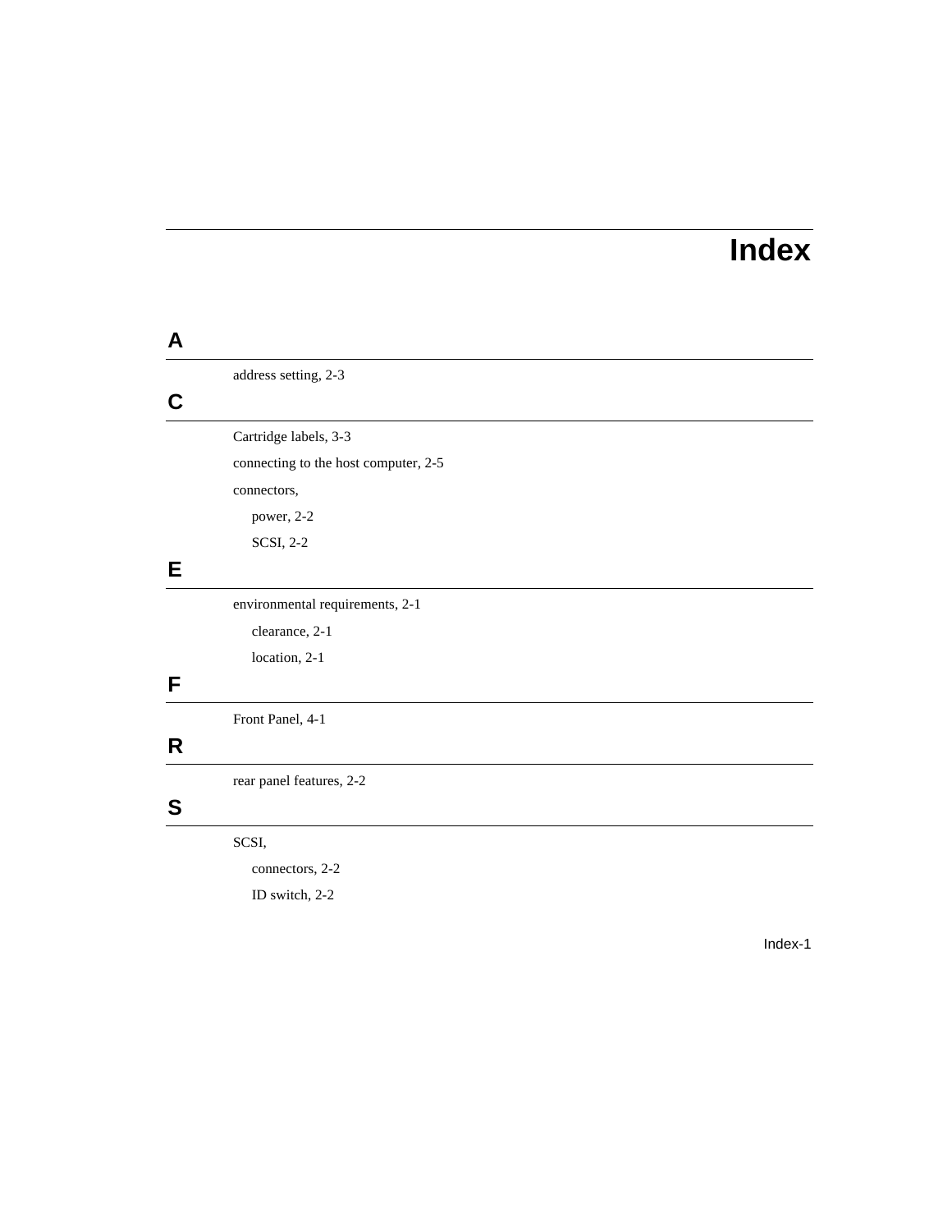# Index

## A

address setting, 2-3

## C

Cartridge labels, 3-3

connecting to the host computer, 2-5

connectors,

- power, 2-2
- SCSI, 2-2

## E

environmental requirements, 2-1

- clearance, 2-1
- location, 2-1

## F

Front Panel, 4-1

## R

rear panel features, 2-2

## S

SCSI,

- connectors, 2-2
- ID switch, 2-2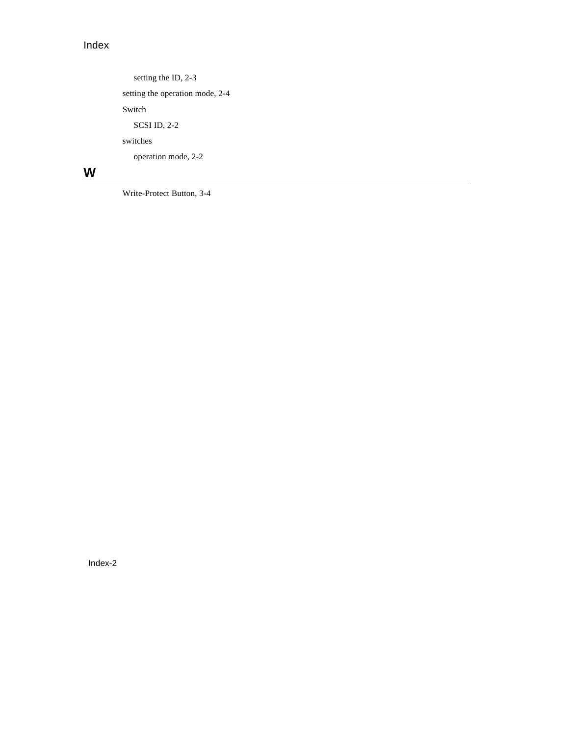setting the ID, 2-3

setting the operation mode, 2-4

Switch

SCSI ID, 2-2

switches

operation mode, 2-2

## W

Write-Protect Button, 3-4